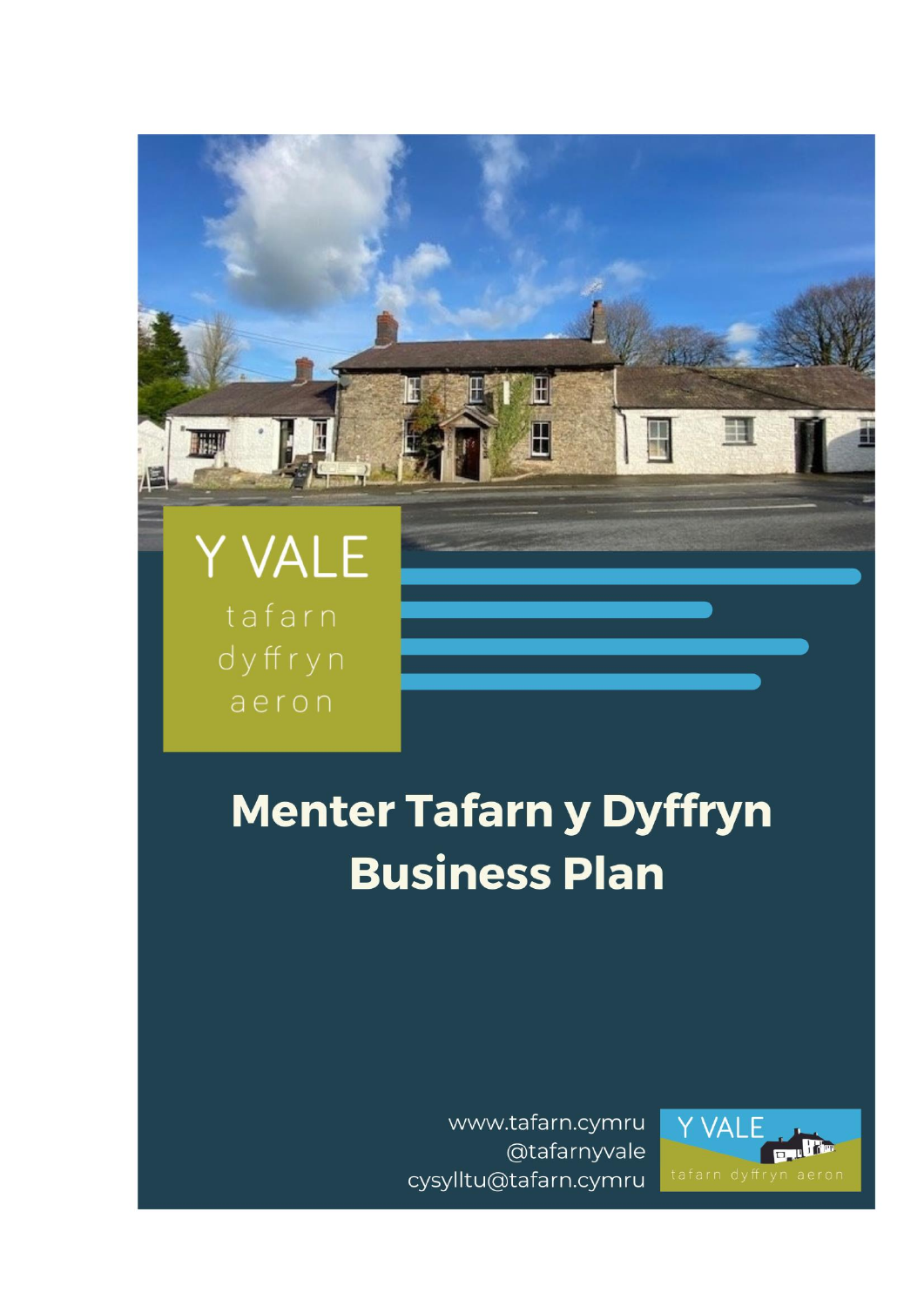Y VALE

tafarn dyffryn aeron

# Menter Tafarn y Dyffryn Business Plan

www.tafarn.cymru
@tafarnyvale
cysylltu@tafarn.cymru

Y VALE
tafarn dyffryn aeron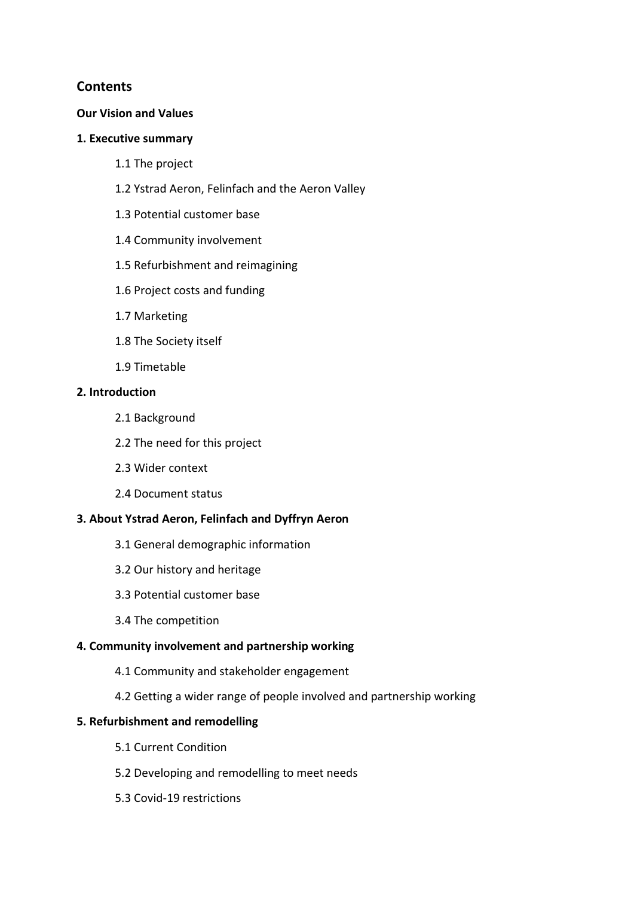## Contents

**Our Vision and Values**

**1. Executive summary**

- 1.1 The project
- 1.2 Ystrad Aeron, Felinfach and the Aeron Valley
- 1.3 Potential customer base
- 1.4 Community involvement
- 1.5 Refurbishment and reimagining
- 1.6 Project costs and funding
- 1.7 Marketing
- 1.8 The Society itself
- 1.9 Timetable

**2. Introduction**

- 2.1 Background
- 2.2 The need for this project
- 2.3 Wider context
- 2.4 Document status

**3. About Ystrad Aeron, Felinfach and Dyffryn Aeron**

- 3.1 General demographic information
- 3.2 Our history and heritage
- 3.3 Potential customer base
- 3.4 The competition

**4. Community involvement and partnership working**

- 4.1 Community and stakeholder engagement
- 4.2 Getting a wider range of people involved and partnership working

**5. Refurbishment and remodelling**

- 5.1 Current Condition
- 5.2 Developing and remodelling to meet needs
- 5.3 Covid-19 restrictions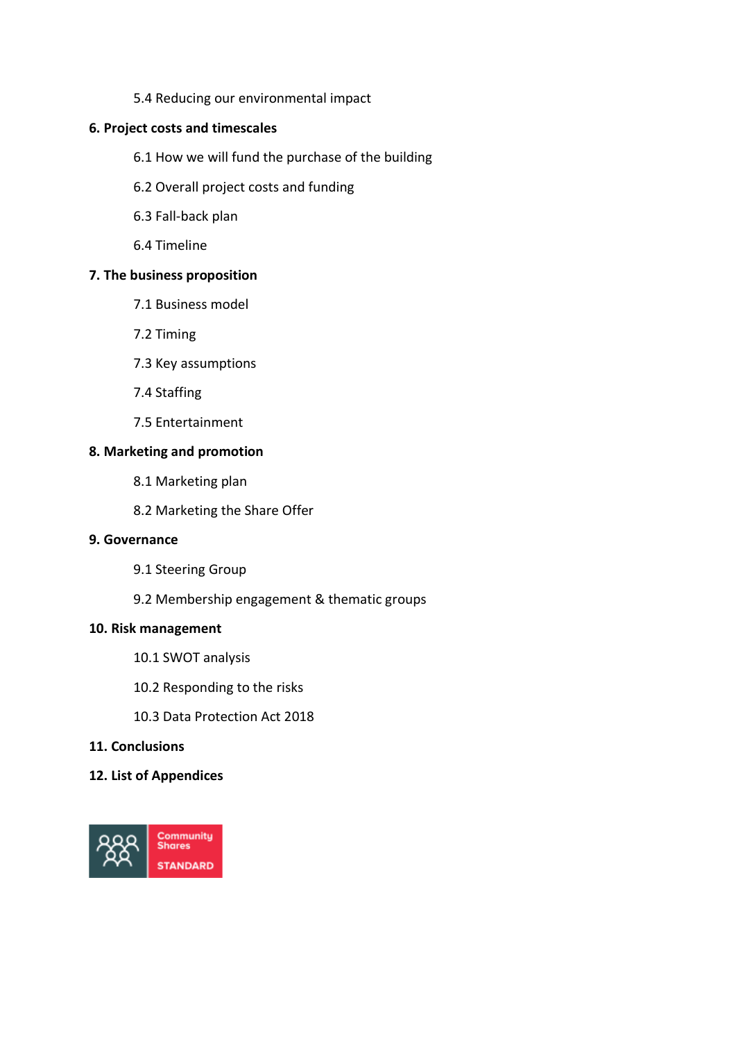5.4 Reducing our environmental impact

**6. Project costs and timescales**

6.1 How we will fund the purchase of the building

6.2 Overall project costs and funding

6.3 Fall-back plan

6.4 Timeline

**7. The business proposition**

7.1 Business model

7.2 Timing

7.3 Key assumptions

7.4 Staffing

7.5 Entertainment

**8. Marketing and promotion**

8.1 Marketing plan

8.2 Marketing the Share Offer

**9. Governance**

9.1 Steering Group

9.2 Membership engagement & thematic groups

**10. Risk management**

10.1 SWOT analysis

10.2 Responding to the risks

10.3 Data Protection Act 2018

**11. Conclusions**

**12. List of Appendices**

Community Shares STANDARD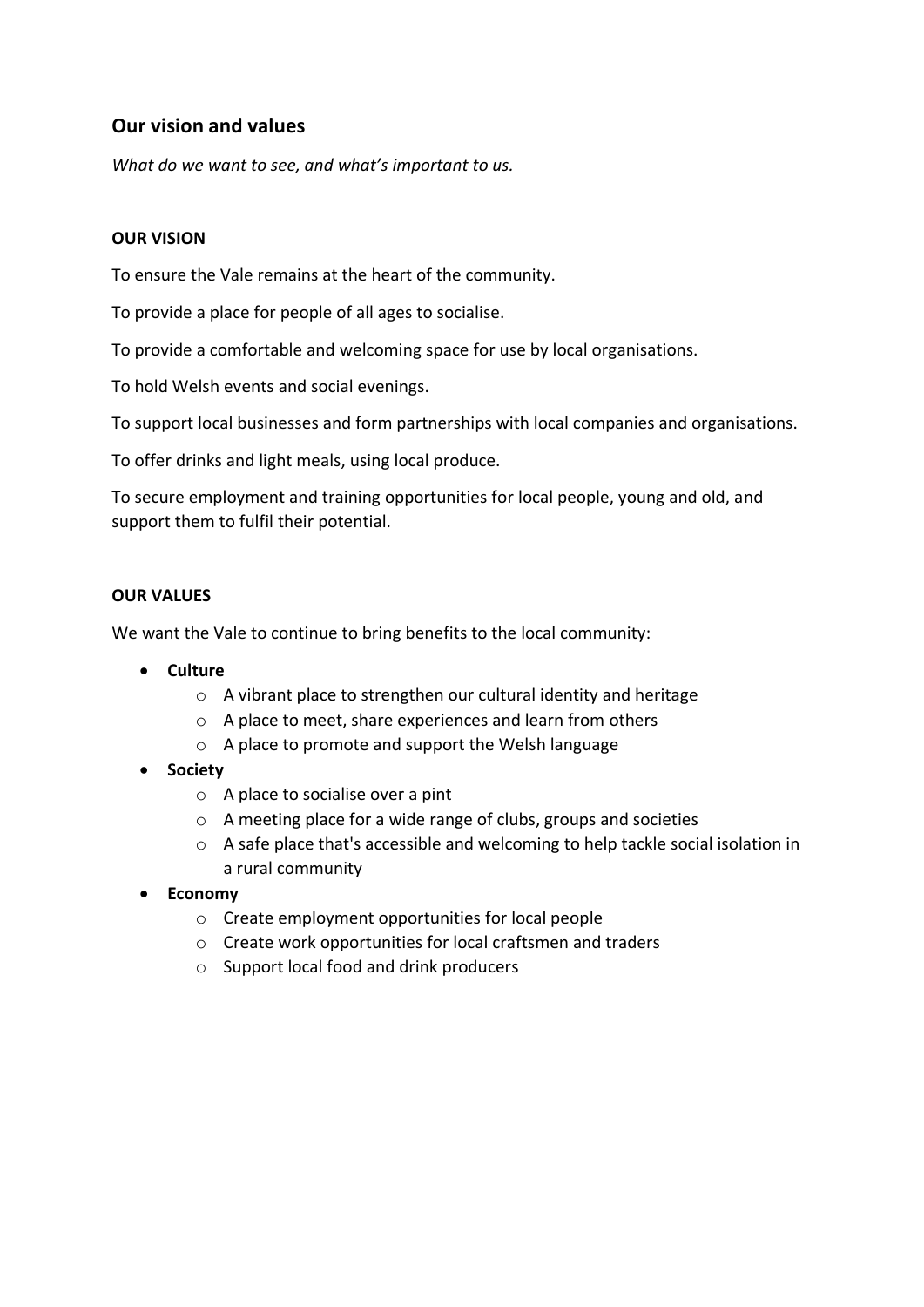## Our vision and values

*What do we want to see, and what's important to us.*

**OUR VISION**

To ensure the Vale remains at the heart of the community.

To provide a place for people of all ages to socialise.

To provide a comfortable and welcoming space for use by local organisations.

To hold Welsh events and social evenings.

To support local businesses and form partnerships with local companies and organisations.

To offer drinks and light meals, using local produce.

To secure employment and training opportunities for local people, young and old, and support them to fulfil their potential.

**OUR VALUES**

We want the Vale to continue to bring benefits to the local community:

- **Culture**
  - A vibrant place to strengthen our cultural identity and heritage
  - A place to meet, share experiences and learn from others
  - A place to promote and support the Welsh language
- **Society**
  - A place to socialise over a pint
  - A meeting place for a wide range of clubs, groups and societies
  - A safe place that's accessible and welcoming to help tackle social isolation in a rural community
- **Economy**
  - Create employment opportunities for local people
  - Create work opportunities for local craftsmen and traders
  - Support local food and drink producers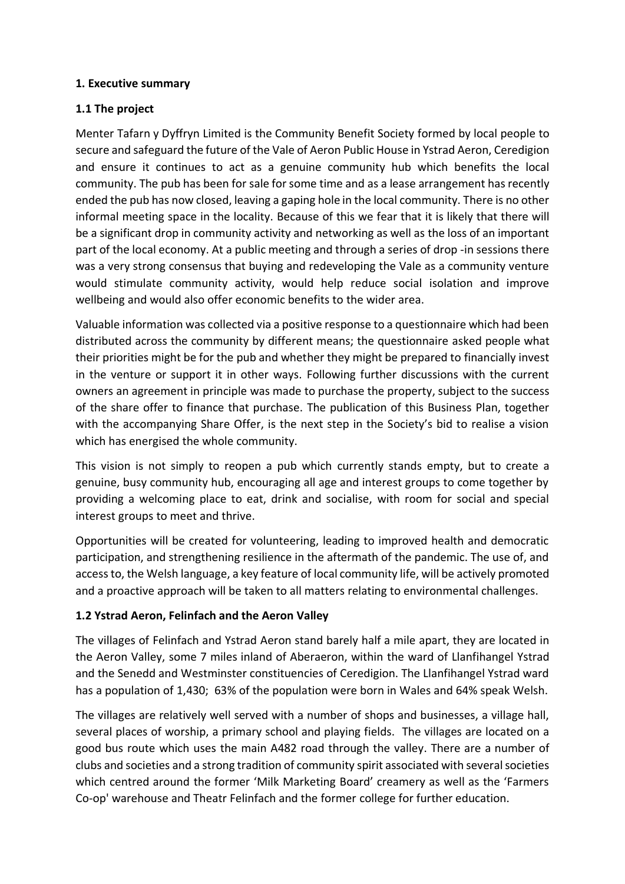## 1. Executive summary

### 1.1 The project

Menter Tafarn y Dyffryn Limited is the Community Benefit Society formed by local people to secure and safeguard the future of the Vale of Aeron Public House in Ystrad Aeron, Ceredigion and ensure it continues to act as a genuine community hub which benefits the local community. The pub has been for sale for some time and as a lease arrangement has recently ended the pub has now closed, leaving a gaping hole in the local community. There is no other informal meeting space in the locality. Because of this we fear that it is likely that there will be a significant drop in community activity and networking as well as the loss of an important part of the local economy. At a public meeting and through a series of drop -in sessions there was a very strong consensus that buying and redeveloping the Vale as a community venture would stimulate community activity, would help reduce social isolation and improve wellbeing and would also offer economic benefits to the wider area.

Valuable information was collected via a positive response to a questionnaire which had been distributed across the community by different means; the questionnaire asked people what their priorities might be for the pub and whether they might be prepared to financially invest in the venture or support it in other ways. Following further discussions with the current owners an agreement in principle was made to purchase the property, subject to the success of the share offer to finance that purchase. The publication of this Business Plan, together with the accompanying Share Offer, is the next step in the Society's bid to realise a vision which has energised the whole community.

This vision is not simply to reopen a pub which currently stands empty, but to create a genuine, busy community hub, encouraging all age and interest groups to come together by providing a welcoming place to eat, drink and socialise, with room for social and special interest groups to meet and thrive.

Opportunities will be created for volunteering, leading to improved health and democratic participation, and strengthening resilience in the aftermath of the pandemic. The use of, and access to, the Welsh language, a key feature of local community life, will be actively promoted and a proactive approach will be taken to all matters relating to environmental challenges.

### 1.2 Ystrad Aeron, Felinfach and the Aeron Valley

The villages of Felinfach and Ystrad Aeron stand barely half a mile apart, they are located in the Aeron Valley, some 7 miles inland of Aberaeron, within the ward of Llanfihangel Ystrad and the Senedd and Westminster constituencies of Ceredigion. The Llanfihangel Ystrad ward has a population of 1,430; 63% of the population were born in Wales and 64% speak Welsh.

The villages are relatively well served with a number of shops and businesses, a village hall, several places of worship, a primary school and playing fields. The villages are located on a good bus route which uses the main A482 road through the valley. There are a number of clubs and societies and a strong tradition of community spirit associated with several societies which centred around the former 'Milk Marketing Board' creamery as well as the 'Farmers Co-op' warehouse and Theatr Felinfach and the former college for further education.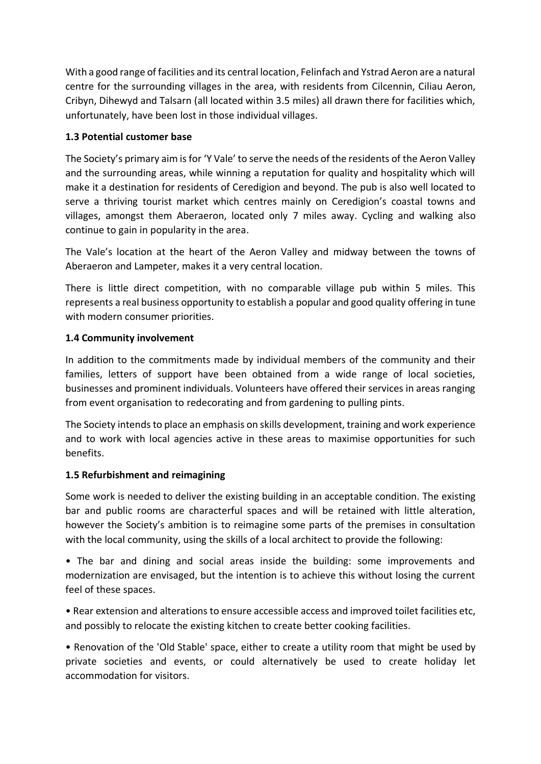With a good range of facilities and its central location, Felinfach and Ystrad Aeron are a natural centre for the surrounding villages in the area, with residents from Cilcennin, Ciliau Aeron, Cribyn, Dihewyd and Talsarn (all located within 3.5 miles) all drawn there for facilities which, unfortunately, have been lost in those individual villages.

### 1.3 Potential customer base

The Society's primary aim is for 'Y Vale' to serve the needs of the residents of the Aeron Valley and the surrounding areas, while winning a reputation for quality and hospitality which will make it a destination for residents of Ceredigion and beyond. The pub is also well located to serve a thriving tourist market which centres mainly on Ceredigion's coastal towns and villages, amongst them Aberaeron, located only 7 miles away. Cycling and walking also continue to gain in popularity in the area.

The Vale's location at the heart of the Aeron Valley and midway between the towns of Aberaeron and Lampeter, makes it a very central location.

There is little direct competition, with no comparable village pub within 5 miles. This represents a real business opportunity to establish a popular and good quality offering in tune with modern consumer priorities.

### 1.4 Community involvement

In addition to the commitments made by individual members of the community and their families, letters of support have been obtained from a wide range of local societies, businesses and prominent individuals. Volunteers have offered their services in areas ranging from event organisation to redecorating and from gardening to pulling pints.

The Society intends to place an emphasis on skills development, training and work experience and to work with local agencies active in these areas to maximise opportunities for such benefits.

### 1.5 Refurbishment and reimagining

Some work is needed to deliver the existing building in an acceptable condition. The existing bar and public rooms are characterful spaces and will be retained with little alteration, however the Society's ambition is to reimagine some parts of the premises in consultation with the local community, using the skills of a local architect to provide the following:

- The bar and dining and social areas inside the building: some improvements and modernization are envisaged, but the intention is to achieve this without losing the current feel of these spaces.
- Rear extension and alterations to ensure accessible access and improved toilet facilities etc, and possibly to relocate the existing kitchen to create better cooking facilities.
- Renovation of the 'Old Stable' space, either to create a utility room that might be used by private societies and events, or could alternatively be used to create holiday let accommodation for visitors.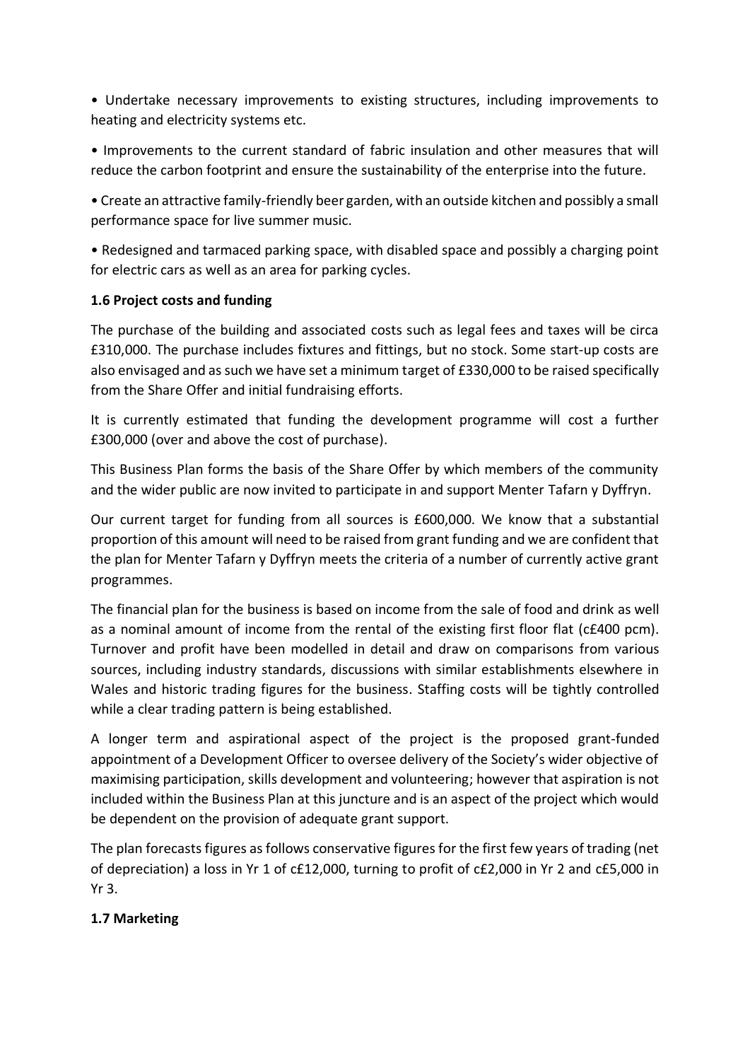- Undertake necessary improvements to existing structures, including improvements to heating and electricity systems etc.

- Improvements to the current standard of fabric insulation and other measures that will reduce the carbon footprint and ensure the sustainability of the enterprise into the future.

- Create an attractive family-friendly beer garden, with an outside kitchen and possibly a small performance space for live summer music.

- Redesigned and tarmaced parking space, with disabled space and possibly a charging point for electric cars as well as an area for parking cycles.

### 1.6 Project costs and funding

The purchase of the building and associated costs such as legal fees and taxes will be circa £310,000. The purchase includes fixtures and fittings, but no stock. Some start-up costs are also envisaged and as such we have set a minimum target of £330,000 to be raised specifically from the Share Offer and initial fundraising efforts.

It is currently estimated that funding the development programme will cost a further £300,000 (over and above the cost of purchase).

This Business Plan forms the basis of the Share Offer by which members of the community and the wider public are now invited to participate in and support Menter Tafarn y Dyffryn.

Our current target for funding from all sources is £600,000. We know that a substantial proportion of this amount will need to be raised from grant funding and we are confident that the plan for Menter Tafarn y Dyffryn meets the criteria of a number of currently active grant programmes.

The financial plan for the business is based on income from the sale of food and drink as well as a nominal amount of income from the rental of the existing first floor flat (c£400 pcm). Turnover and profit have been modelled in detail and draw on comparisons from various sources, including industry standards, discussions with similar establishments elsewhere in Wales and historic trading figures for the business. Staffing costs will be tightly controlled while a clear trading pattern is being established.

A longer term and aspirational aspect of the project is the proposed grant-funded appointment of a Development Officer to oversee delivery of the Society's wider objective of maximising participation, skills development and volunteering; however that aspiration is not included within the Business Plan at this juncture and is an aspect of the project which would be dependent on the provision of adequate grant support.

The plan forecasts figures as follows conservative figures for the first few years of trading (net of depreciation) a loss in Yr 1 of c£12,000, turning to profit of c£2,000 in Yr 2 and c£5,000 in Yr 3.

### 1.7 Marketing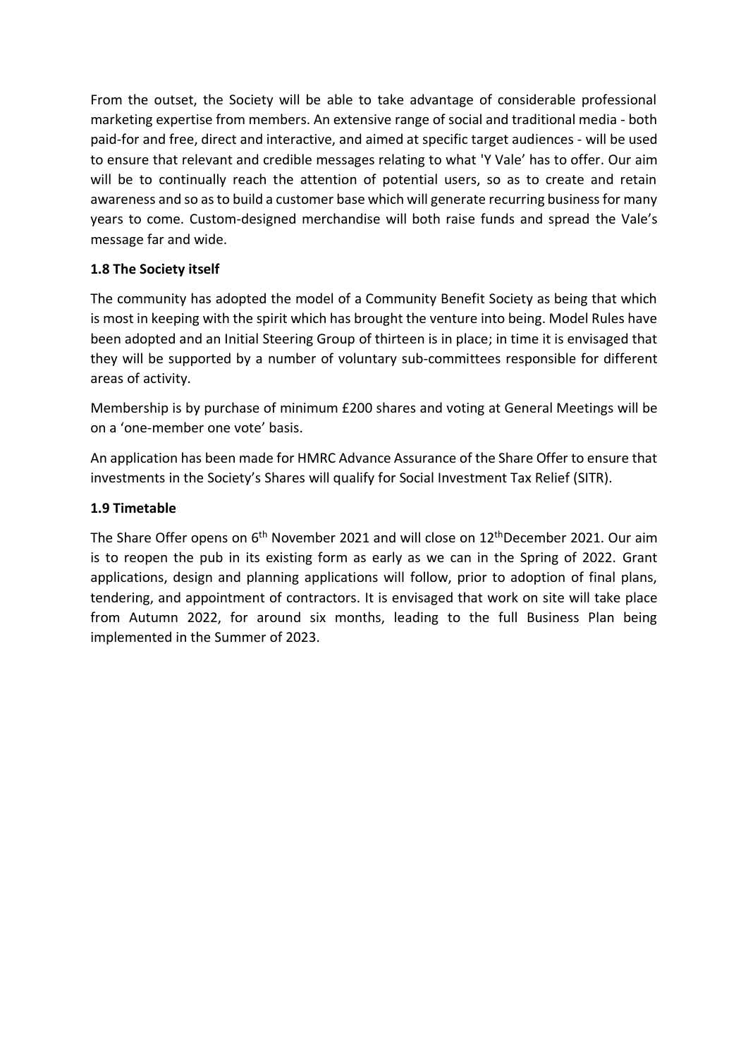From the outset, the Society will be able to take advantage of considerable professional marketing expertise from members. An extensive range of social and traditional media - both paid-for and free, direct and interactive, and aimed at specific target audiences - will be used to ensure that relevant and credible messages relating to what 'Y Vale' has to offer. Our aim will be to continually reach the attention of potential users, so as to create and retain awareness and so as to build a customer base which will generate recurring business for many years to come. Custom-designed merchandise will both raise funds and spread the Vale's message far and wide.

### 1.8 The Society itself

The community has adopted the model of a Community Benefit Society as being that which is most in keeping with the spirit which has brought the venture into being. Model Rules have been adopted and an Initial Steering Group of thirteen is in place; in time it is envisaged that they will be supported by a number of voluntary sub-committees responsible for different areas of activity.

Membership is by purchase of minimum £200 shares and voting at General Meetings will be on a 'one-member one vote' basis.

An application has been made for HMRC Advance Assurance of the Share Offer to ensure that investments in the Society's Shares will qualify for Social Investment Tax Relief (SITR).

### 1.9 Timetable

The Share Offer opens on 6th November 2021 and will close on 12th December 2021. Our aim is to reopen the pub in its existing form as early as we can in the Spring of 2022. Grant applications, design and planning applications will follow, prior to adoption of final plans, tendering, and appointment of contractors. It is envisaged that work on site will take place from Autumn 2022, for around six months, leading to the full Business Plan being implemented in the Summer of 2023.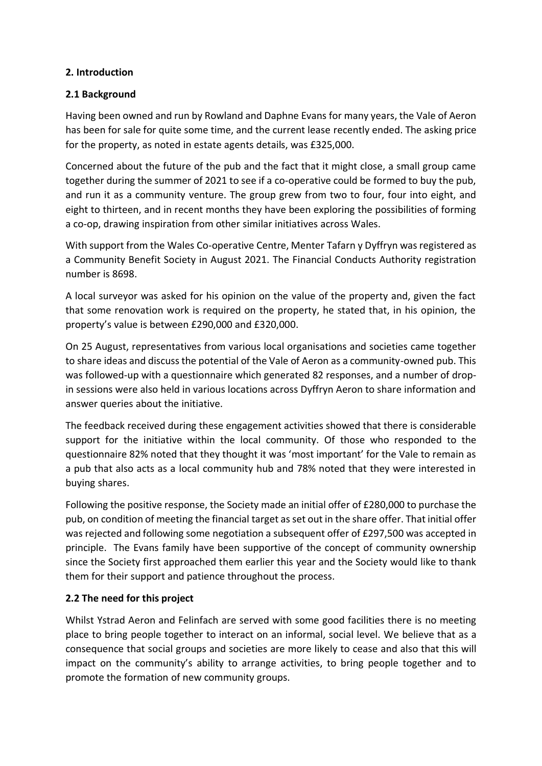## 2. Introduction

### 2.1 Background

Having been owned and run by Rowland and Daphne Evans for many years, the Vale of Aeron has been for sale for quite some time, and the current lease recently ended. The asking price for the property, as noted in estate agents details, was £325,000.

Concerned about the future of the pub and the fact that it might close, a small group came together during the summer of 2021 to see if a co-operative could be formed to buy the pub, and run it as a community venture. The group grew from two to four, four into eight, and eight to thirteen, and in recent months they have been exploring the possibilities of forming a co-op, drawing inspiration from other similar initiatives across Wales.

With support from the Wales Co-operative Centre, Menter Tafarn y Dyffryn was registered as a Community Benefit Society in August 2021. The Financial Conducts Authority registration number is 8698.

A local surveyor was asked for his opinion on the value of the property and, given the fact that some renovation work is required on the property, he stated that, in his opinion, the property's value is between £290,000 and £320,000.

On 25 August, representatives from various local organisations and societies came together to share ideas and discuss the potential of the Vale of Aeron as a community-owned pub. This was followed-up with a questionnaire which generated 82 responses, and a number of drop-in sessions were also held in various locations across Dyffryn Aeron to share information and answer queries about the initiative.

The feedback received during these engagement activities showed that there is considerable support for the initiative within the local community. Of those who responded to the questionnaire 82% noted that they thought it was 'most important' for the Vale to remain as a pub that also acts as a local community hub and 78% noted that they were interested in buying shares.

Following the positive response, the Society made an initial offer of £280,000 to purchase the pub, on condition of meeting the financial target as set out in the share offer. That initial offer was rejected and following some negotiation a subsequent offer of £297,500 was accepted in principle. The Evans family have been supportive of the concept of community ownership since the Society first approached them earlier this year and the Society would like to thank them for their support and patience throughout the process.

### 2.2 The need for this project

Whilst Ystrad Aeron and Felinfach are served with some good facilities there is no meeting place to bring people together to interact on an informal, social level. We believe that as a consequence that social groups and societies are more likely to cease and also that this will impact on the community's ability to arrange activities, to bring people together and to promote the formation of new community groups.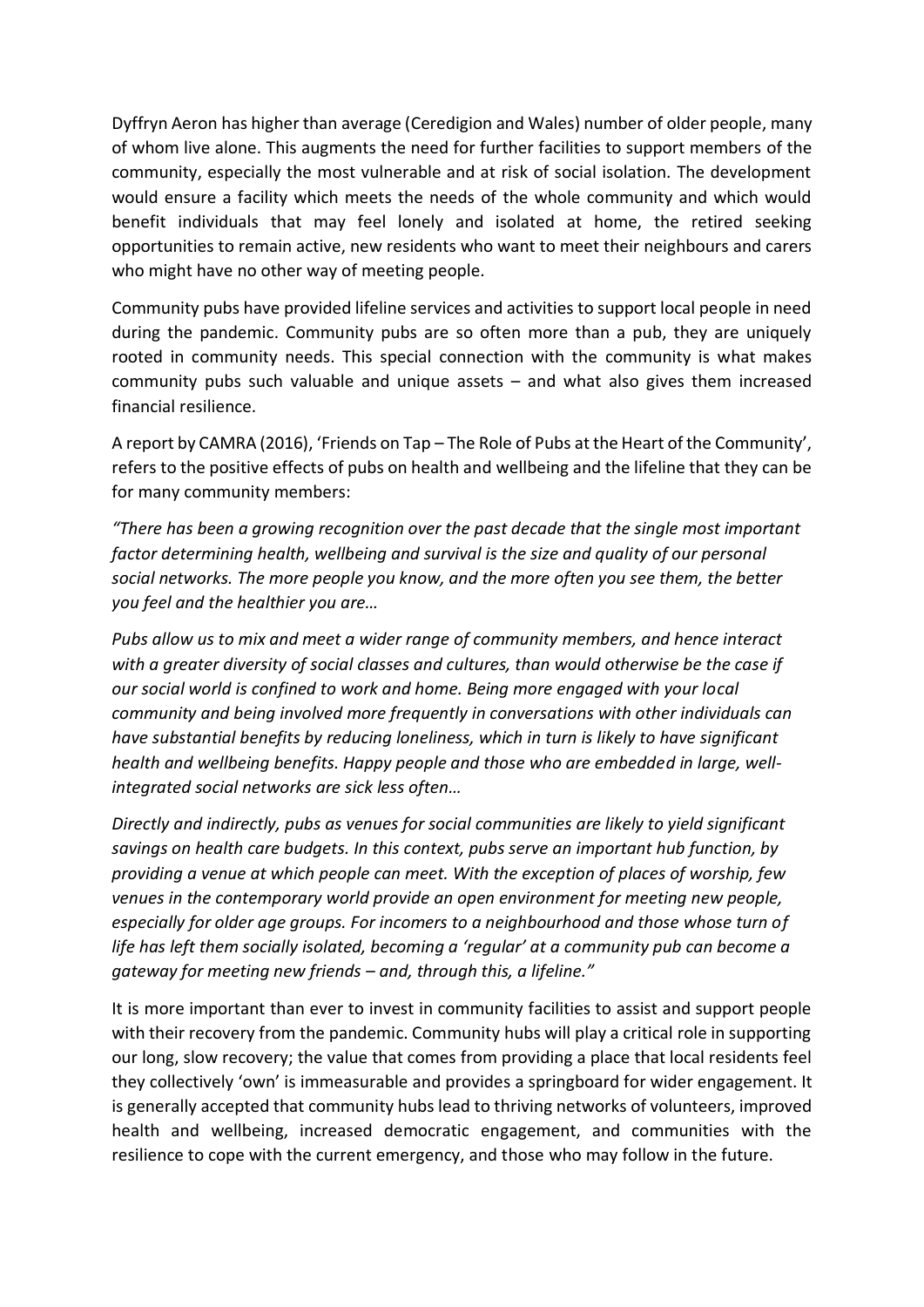Dyffryn Aeron has higher than average (Ceredigion and Wales) number of older people, many of whom live alone. This augments the need for further facilities to support members of the community, especially the most vulnerable and at risk of social isolation. The development would ensure a facility which meets the needs of the whole community and which would benefit individuals that may feel lonely and isolated at home, the retired seeking opportunities to remain active, new residents who want to meet their neighbours and carers who might have no other way of meeting people.

Community pubs have provided lifeline services and activities to support local people in need during the pandemic. Community pubs are so often more than a pub, they are uniquely rooted in community needs. This special connection with the community is what makes community pubs such valuable and unique assets – and what also gives them increased financial resilience.

A report by CAMRA (2016), 'Friends on Tap – The Role of Pubs at the Heart of the Community', refers to the positive effects of pubs on health and wellbeing and the lifeline that they can be for many community members:

*"There has been a growing recognition over the past decade that the single most important factor determining health, wellbeing and survival is the size and quality of our personal social networks. The more people you know, and the more often you see them, the better you feel and the healthier you are…*

*Pubs allow us to mix and meet a wider range of community members, and hence interact with a greater diversity of social classes and cultures, than would otherwise be the case if our social world is confined to work and home. Being more engaged with your local community and being involved more frequently in conversations with other individuals can have substantial benefits by reducing loneliness, which in turn is likely to have significant health and wellbeing benefits. Happy people and those who are embedded in large, well-integrated social networks are sick less often…*

*Directly and indirectly, pubs as venues for social communities are likely to yield significant savings on health care budgets. In this context, pubs serve an important hub function, by providing a venue at which people can meet. With the exception of places of worship, few venues in the contemporary world provide an open environment for meeting new people, especially for older age groups. For incomers to a neighbourhood and those whose turn of life has left them socially isolated, becoming a 'regular' at a community pub can become a gateway for meeting new friends – and, through this, a lifeline."*

It is more important than ever to invest in community facilities to assist and support people with their recovery from the pandemic. Community hubs will play a critical role in supporting our long, slow recovery; the value that comes from providing a place that local residents feel they collectively 'own' is immeasurable and provides a springboard for wider engagement. It is generally accepted that community hubs lead to thriving networks of volunteers, improved health and wellbeing, increased democratic engagement, and communities with the resilience to cope with the current emergency, and those who may follow in the future.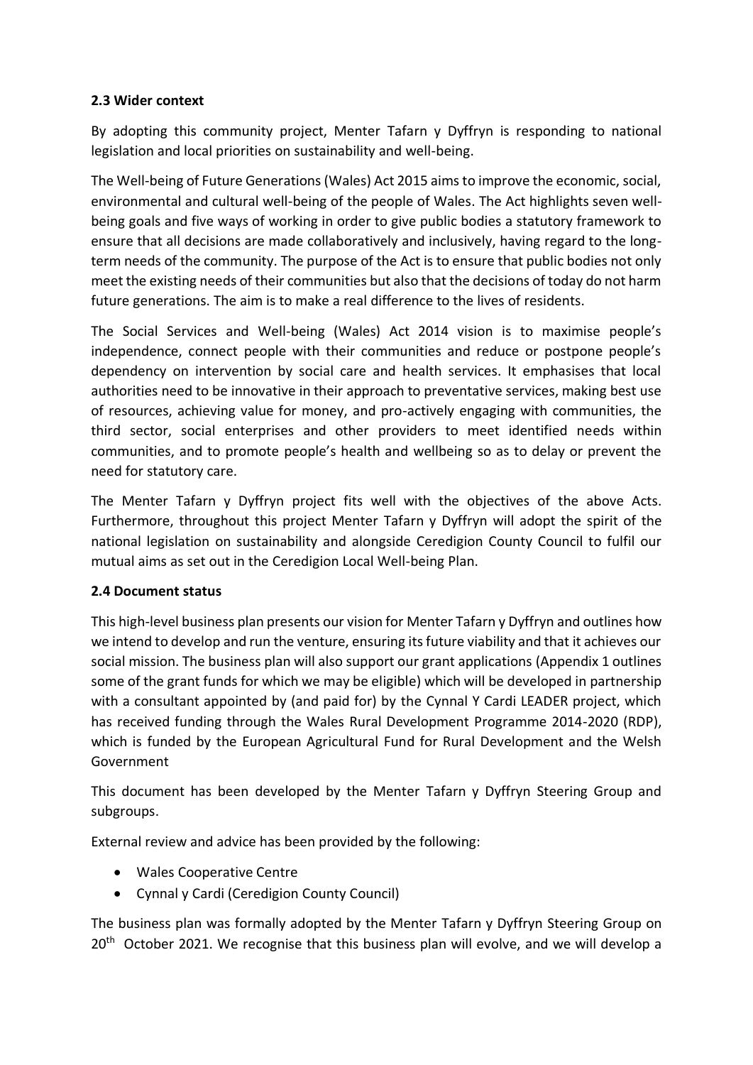### 2.3 Wider context

By adopting this community project, Menter Tafarn y Dyffryn is responding to national legislation and local priorities on sustainability and well-being.

The Well-being of Future Generations (Wales) Act 2015 aims to improve the economic, social, environmental and cultural well-being of the people of Wales. The Act highlights seven well-being goals and five ways of working in order to give public bodies a statutory framework to ensure that all decisions are made collaboratively and inclusively, having regard to the long-term needs of the community. The purpose of the Act is to ensure that public bodies not only meet the existing needs of their communities but also that the decisions of today do not harm future generations. The aim is to make a real difference to the lives of residents.

The Social Services and Well-being (Wales) Act 2014 vision is to maximise people's independence, connect people with their communities and reduce or postpone people's dependency on intervention by social care and health services. It emphasises that local authorities need to be innovative in their approach to preventative services, making best use of resources, achieving value for money, and pro-actively engaging with communities, the third sector, social enterprises and other providers to meet identified needs within communities, and to promote people's health and wellbeing so as to delay or prevent the need for statutory care.

The Menter Tafarn y Dyffryn project fits well with the objectives of the above Acts. Furthermore, throughout this project Menter Tafarn y Dyffryn will adopt the spirit of the national legislation on sustainability and alongside Ceredigion County Council to fulfil our mutual aims as set out in the Ceredigion Local Well-being Plan.

### 2.4 Document status

This high-level business plan presents our vision for Menter Tafarn y Dyffryn and outlines how we intend to develop and run the venture, ensuring its future viability and that it achieves our social mission. The business plan will also support our grant applications (Appendix 1 outlines some of the grant funds for which we may be eligible) which will be developed in partnership with a consultant appointed by (and paid for) by the Cynnal Y Cardi LEADER project, which has received funding through the Wales Rural Development Programme 2014-2020 (RDP), which is funded by the European Agricultural Fund for Rural Development and the Welsh Government

This document has been developed by the Menter Tafarn y Dyffryn Steering Group and subgroups.

External review and advice has been provided by the following:

- Wales Cooperative Centre
- Cynnal y Cardi (Ceredigion County Council)

The business plan was formally adopted by the Menter Tafarn y Dyffryn Steering Group on 20th October 2021. We recognise that this business plan will evolve, and we will develop a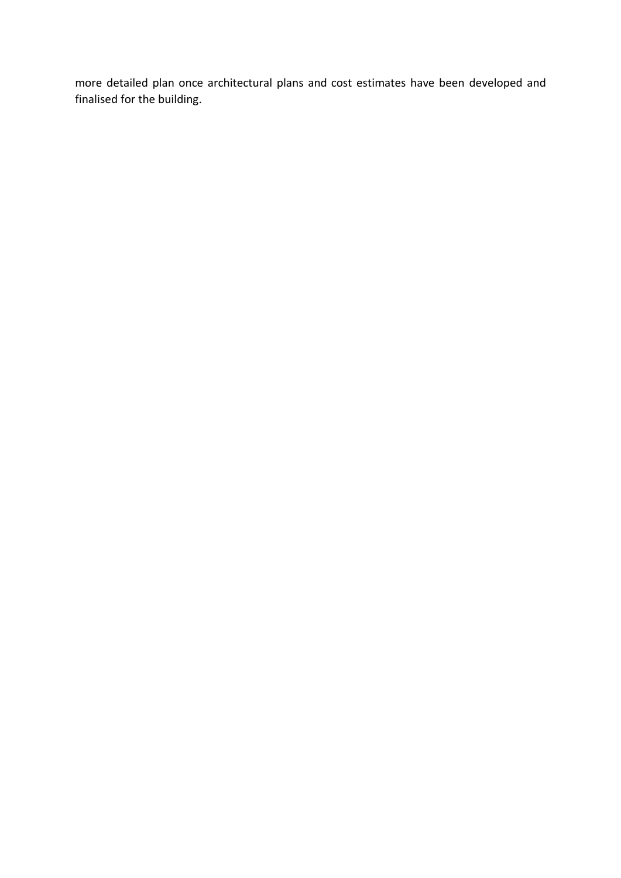more detailed plan once architectural plans and cost estimates have been developed and finalised for the building.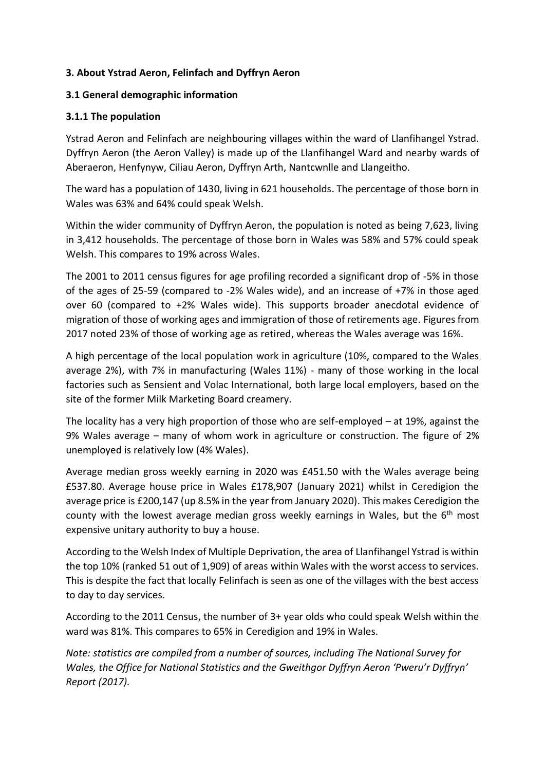### 3. About Ystrad Aeron, Felinfach and Dyffryn Aeron

### 3.1 General demographic information

### 3.1.1 The population

Ystrad Aeron and Felinfach are neighbouring villages within the ward of Llanfihangel Ystrad. Dyffryn Aeron (the Aeron Valley) is made up of the Llanfihangel Ward and nearby wards of Aberaeron, Henfynyw, Ciliau Aeron, Dyffryn Arth, Nantcwnlle and Llangeitho.

The ward has a population of 1430, living in 621 households. The percentage of those born in Wales was 63% and 64% could speak Welsh.

Within the wider community of Dyffryn Aeron, the population is noted as being 7,623, living in 3,412 households. The percentage of those born in Wales was 58% and 57% could speak Welsh. This compares to 19% across Wales.

The 2001 to 2011 census figures for age profiling recorded a significant drop of -5% in those of the ages of 25-59 (compared to -2% Wales wide), and an increase of +7% in those aged over 60 (compared to +2% Wales wide). This supports broader anecdotal evidence of migration of those of working ages and immigration of those of retirements age. Figures from 2017 noted 23% of those of working age as retired, whereas the Wales average was 16%.

A high percentage of the local population work in agriculture (10%, compared to the Wales average 2%), with 7% in manufacturing (Wales 11%) - many of those working in the local factories such as Sensient and Volac International, both large local employers, based on the site of the former Milk Marketing Board creamery.

The locality has a very high proportion of those who are self-employed – at 19%, against the 9% Wales average – many of whom work in agriculture or construction. The figure of 2% unemployed is relatively low (4% Wales).

Average median gross weekly earning in 2020 was £451.50 with the Wales average being £537.80. Average house price in Wales £178,907 (January 2021) whilst in Ceredigion the average price is £200,147 (up 8.5% in the year from January 2020). This makes Ceredigion the county with the lowest average median gross weekly earnings in Wales, but the 6th most expensive unitary authority to buy a house.

According to the Welsh Index of Multiple Deprivation, the area of Llanfihangel Ystrad is within the top 10% (ranked 51 out of 1,909) of areas within Wales with the worst access to services. This is despite the fact that locally Felinfach is seen as one of the villages with the best access to day to day services.

According to the 2011 Census, the number of 3+ year olds who could speak Welsh within the ward was 81%. This compares to 65% in Ceredigion and 19% in Wales.

*Note: statistics are compiled from a number of sources, including The National Survey for Wales, the Office for National Statistics and the Gweithgor Dyffryn Aeron 'Pweru'r Dyffryn' Report (2017).*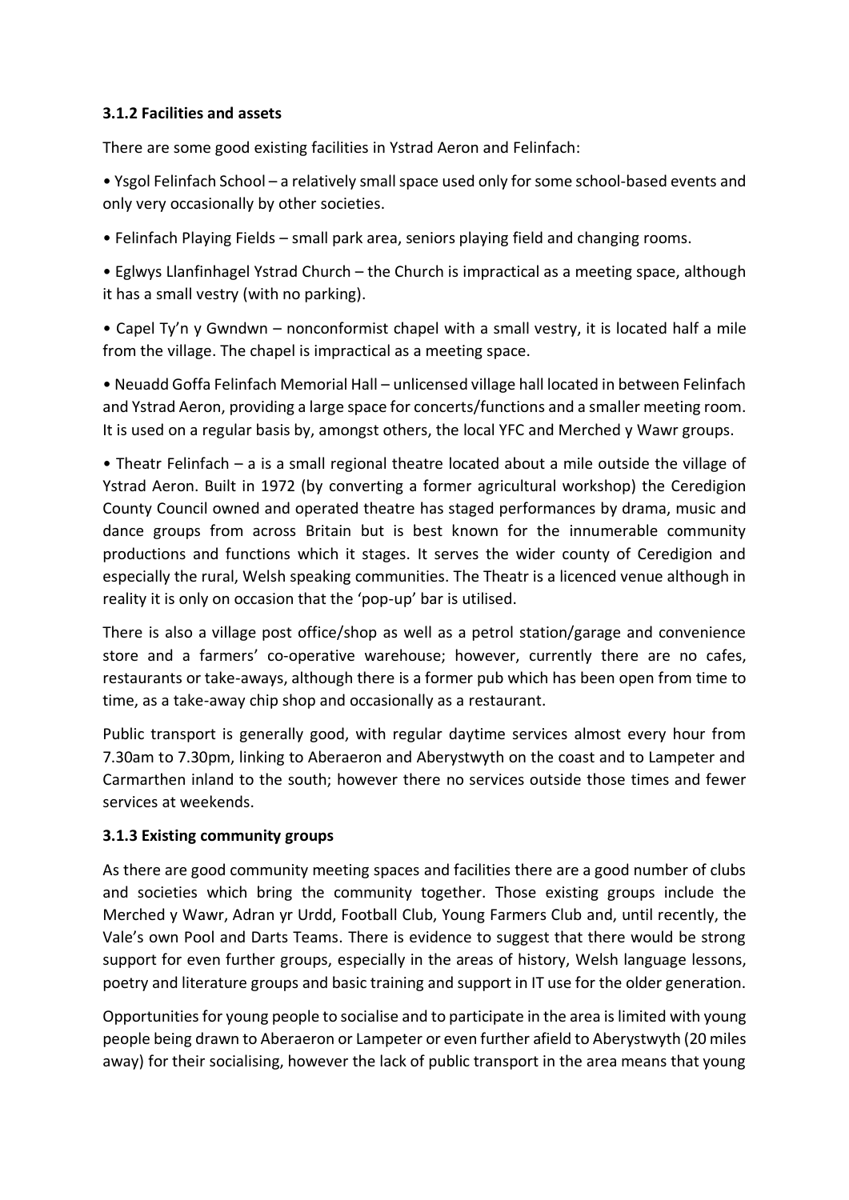### 3.1.2 Facilities and assets

There are some good existing facilities in Ystrad Aeron and Felinfach:

- Ysgol Felinfach School – a relatively small space used only for some school-based events and only very occasionally by other societies.
- Felinfach Playing Fields – small park area, seniors playing field and changing rooms.
- Eglwys Llanfinhagel Ystrad Church – the Church is impractical as a meeting space, although it has a small vestry (with no parking).
- Capel Ty'n y Gwndwn – nonconformist chapel with a small vestry, it is located half a mile from the village. The chapel is impractical as a meeting space.
- Neuadd Goffa Felinfach Memorial Hall – unlicensed village hall located in between Felinfach and Ystrad Aeron, providing a large space for concerts/functions and a smaller meeting room. It is used on a regular basis by, amongst others, the local YFC and Merched y Wawr groups.
- Theatr Felinfach – a is a small regional theatre located about a mile outside the village of Ystrad Aeron. Built in 1972 (by converting a former agricultural workshop) the Ceredigion County Council owned and operated theatre has staged performances by drama, music and dance groups from across Britain but is best known for the innumerable community productions and functions which it stages. It serves the wider county of Ceredigion and especially the rural, Welsh speaking communities. The Theatr is a licenced venue although in reality it is only on occasion that the 'pop-up' bar is utilised.

There is also a village post office/shop as well as a petrol station/garage and convenience store and a farmers' co-operative warehouse; however, currently there are no cafes, restaurants or take-aways, although there is a former pub which has been open from time to time, as a take-away chip shop and occasionally as a restaurant.

Public transport is generally good, with regular daytime services almost every hour from 7.30am to 7.30pm, linking to Aberaeron and Aberystwyth on the coast and to Lampeter and Carmarthen inland to the south; however there no services outside those times and fewer services at weekends.

### 3.1.3 Existing community groups

As there are good community meeting spaces and facilities there are a good number of clubs and societies which bring the community together. Those existing groups include the Merched y Wawr, Adran yr Urdd, Football Club, Young Farmers Club and, until recently, the Vale's own Pool and Darts Teams. There is evidence to suggest that there would be strong support for even further groups, especially in the areas of history, Welsh language lessons, poetry and literature groups and basic training and support in IT use for the older generation.

Opportunities for young people to socialise and to participate in the area is limited with young people being drawn to Aberaeron or Lampeter or even further afield to Aberystwyth (20 miles away) for their socialising, however the lack of public transport in the area means that young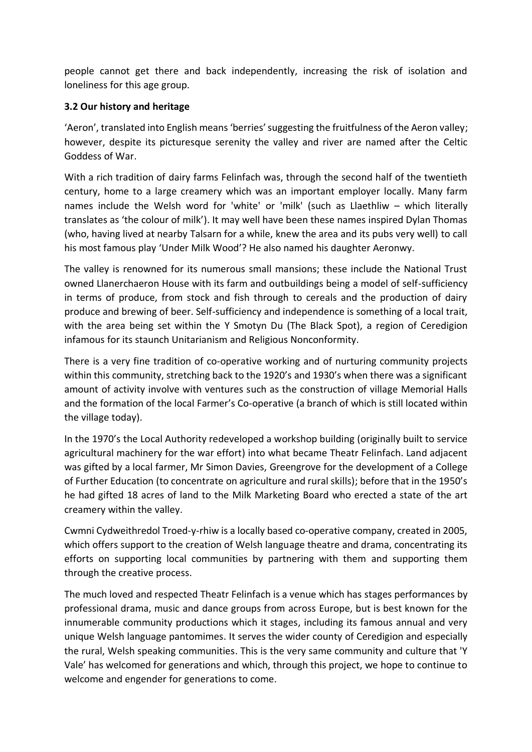people cannot get there and back independently, increasing the risk of isolation and loneliness for this age group.

**3.2 Our history and heritage**

'Aeron', translated into English means 'berries' suggesting the fruitfulness of the Aeron valley; however, despite its picturesque serenity the valley and river are named after the Celtic Goddess of War.

With a rich tradition of dairy farms Felinfach was, through the second half of the twentieth century, home to a large creamery which was an important employer locally. Many farm names include the Welsh word for 'white' or 'milk' (such as Llaethliw – which literally translates as 'the colour of milk'). It may well have been these names inspired Dylan Thomas (who, having lived at nearby Talsarn for a while, knew the area and its pubs very well) to call his most famous play 'Under Milk Wood'? He also named his daughter Aeronwy.

The valley is renowned for its numerous small mansions; these include the National Trust owned Llanerchaeron House with its farm and outbuildings being a model of self-sufficiency in terms of produce, from stock and fish through to cereals and the production of dairy produce and brewing of beer. Self-sufficiency and independence is something of a local trait, with the area being set within the Y Smotyn Du (The Black Spot), a region of Ceredigion infamous for its staunch Unitarianism and Religious Nonconformity.

There is a very fine tradition of co-operative working and of nurturing community projects within this community, stretching back to the 1920's and 1930's when there was a significant amount of activity involve with ventures such as the construction of village Memorial Halls and the formation of the local Farmer's Co-operative (a branch of which is still located within the village today).

In the 1970's the Local Authority redeveloped a workshop building (originally built to service agricultural machinery for the war effort) into what became Theatr Felinfach. Land adjacent was gifted by a local farmer, Mr Simon Davies, Greengrove for the development of a College of Further Education (to concentrate on agriculture and rural skills); before that in the 1950's he had gifted 18 acres of land to the Milk Marketing Board who erected a state of the art creamery within the valley.

Cwmni Cydweithredol Troed-y-rhiw is a locally based co-operative company, created in 2005, which offers support to the creation of Welsh language theatre and drama, concentrating its efforts on supporting local communities by partnering with them and supporting them through the creative process.

The much loved and respected Theatr Felinfach is a venue which has stages performances by professional drama, music and dance groups from across Europe, but is best known for the innumerable community productions which it stages, including its famous annual and very unique Welsh language pantomimes. It serves the wider county of Ceredigion and especially the rural, Welsh speaking communities. This is the very same community and culture that 'Y Vale' has welcomed for generations and which, through this project, we hope to continue to welcome and engender for generations to come.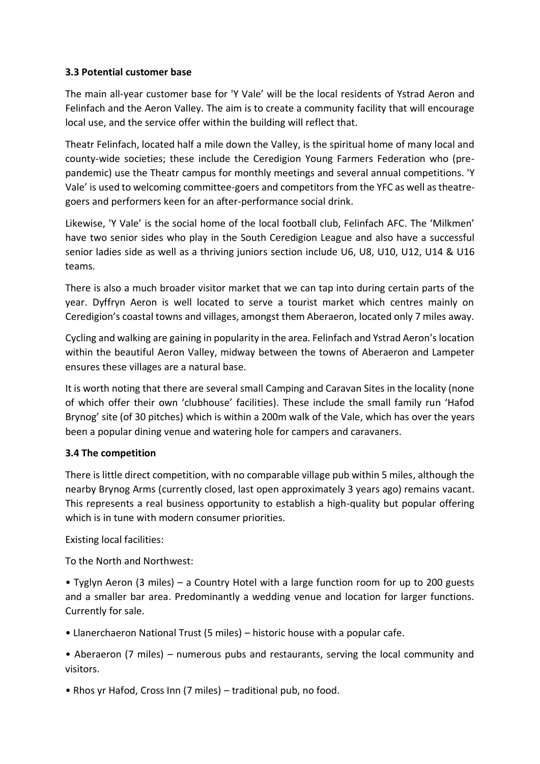### 3.3 Potential customer base

The main all-year customer base for 'Y Vale' will be the local residents of Ystrad Aeron and Felinfach and the Aeron Valley. The aim is to create a community facility that will encourage local use, and the service offer within the building will reflect that.

Theatr Felinfach, located half a mile down the Valley, is the spiritual home of many local and county-wide societies; these include the Ceredigion Young Farmers Federation who (pre-pandemic) use the Theatr campus for monthly meetings and several annual competitions. 'Y Vale' is used to welcoming committee-goers and competitors from the YFC as well as theatre-goers and performers keen for an after-performance social drink.

Likewise, 'Y Vale' is the social home of the local football club, Felinfach AFC. The 'Milkmen' have two senior sides who play in the South Ceredigion League and also have a successful senior ladies side as well as a thriving juniors section include U6, U8, U10, U12, U14 & U16 teams.

There is also a much broader visitor market that we can tap into during certain parts of the year. Dyffryn Aeron is well located to serve a tourist market which centres mainly on Ceredigion's coastal towns and villages, amongst them Aberaeron, located only 7 miles away.

Cycling and walking are gaining in popularity in the area. Felinfach and Ystrad Aeron's location within the beautiful Aeron Valley, midway between the towns of Aberaeron and Lampeter ensures these villages are a natural base.

It is worth noting that there are several small Camping and Caravan Sites in the locality (none of which offer their own 'clubhouse' facilities). These include the small family run 'Hafod Brynog' site (of 30 pitches) which is within a 200m walk of the Vale, which has over the years been a popular dining venue and watering hole for campers and caravaners.

### 3.4 The competition

There is little direct competition, with no comparable village pub within 5 miles, although the nearby Brynog Arms (currently closed, last open approximately 3 years ago) remains vacant. This represents a real business opportunity to establish a high-quality but popular offering which is in tune with modern consumer priorities.

Existing local facilities:

To the North and Northwest:

- Tyglyn Aeron (3 miles) – a Country Hotel with a large function room for up to 200 guests and a smaller bar area. Predominantly a wedding venue and location for larger functions. Currently for sale.
- Llanerchaeron National Trust (5 miles) – historic house with a popular cafe.
- Aberaeron (7 miles) – numerous pubs and restaurants, serving the local community and visitors.
- Rhos yr Hafod, Cross Inn (7 miles) – traditional pub, no food.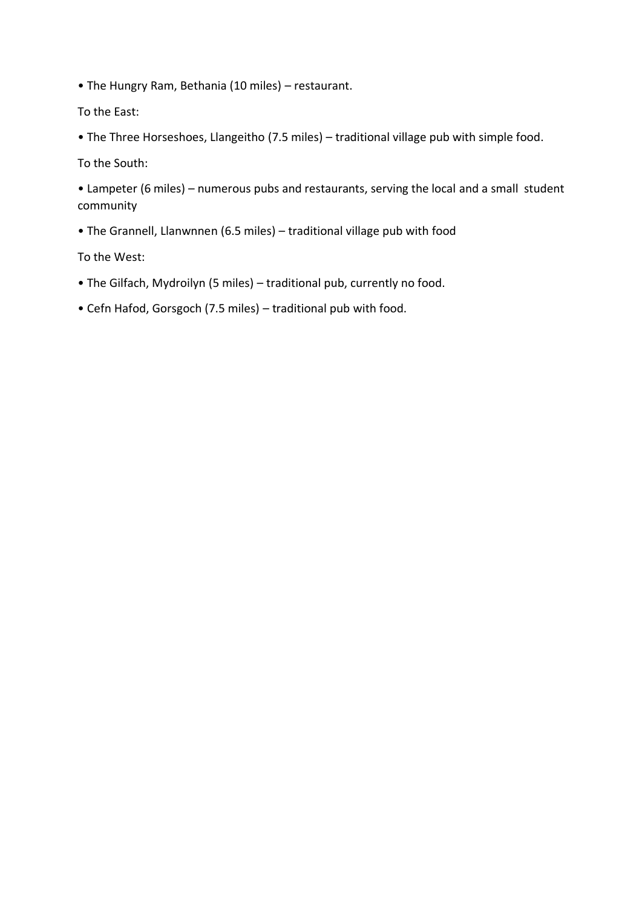• The Hungry Ram, Bethania (10 miles) – restaurant.

To the East:

• The Three Horseshoes, Llangeitho (7.5 miles) – traditional village pub with simple food.

To the South:

• Lampeter (6 miles) – numerous pubs and restaurants, serving the local and a small student community

• The Grannell, Llanwnnen (6.5 miles) – traditional village pub with food

To the West:

• The Gilfach, Mydroilyn (5 miles) – traditional pub, currently no food.

• Cefn Hafod, Gorsgoch (7.5 miles) – traditional pub with food.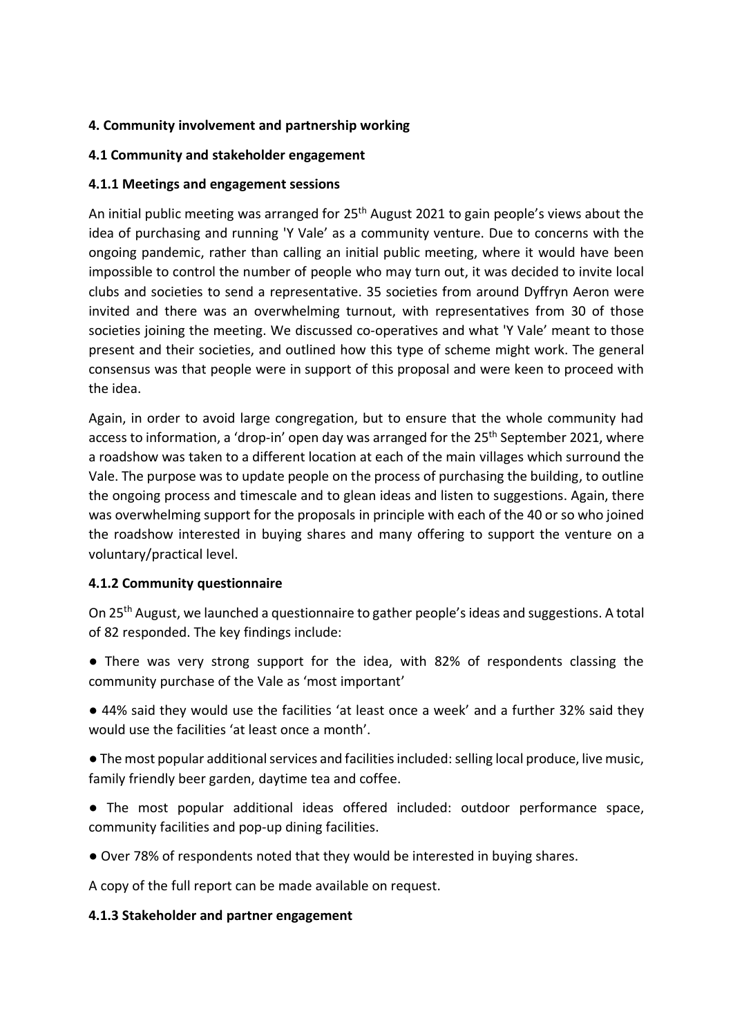# 4. Community involvement and partnership working

## 4.1 Community and stakeholder engagement

### 4.1.1 Meetings and engagement sessions

An initial public meeting was arranged for 25th August 2021 to gain people's views about the idea of purchasing and running 'Y Vale' as a community venture. Due to concerns with the ongoing pandemic, rather than calling an initial public meeting, where it would have been impossible to control the number of people who may turn out, it was decided to invite local clubs and societies to send a representative. 35 societies from around Dyffryn Aeron were invited and there was an overwhelming turnout, with representatives from 30 of those societies joining the meeting. We discussed co-operatives and what 'Y Vale' meant to those present and their societies, and outlined how this type of scheme might work. The general consensus was that people were in support of this proposal and were keen to proceed with the idea.

Again, in order to avoid large congregation, but to ensure that the whole community had access to information, a 'drop-in' open day was arranged for the 25th September 2021, where a roadshow was taken to a different location at each of the main villages which surround the Vale. The purpose was to update people on the process of purchasing the building, to outline the ongoing process and timescale and to glean ideas and listen to suggestions. Again, there was overwhelming support for the proposals in principle with each of the 40 or so who joined the roadshow interested in buying shares and many offering to support the venture on a voluntary/practical level.

### 4.1.2 Community questionnaire

On 25th August, we launched a questionnaire to gather people's ideas and suggestions. A total of 82 responded. The key findings include:

- There was very strong support for the idea, with 82% of respondents classing the community purchase of the Vale as 'most important'
- 44% said they would use the facilities 'at least once a week' and a further 32% said they would use the facilities 'at least once a month'.
- The most popular additional services and facilities included: selling local produce, live music, family friendly beer garden, daytime tea and coffee.
- The most popular additional ideas offered included: outdoor performance space, community facilities and pop-up dining facilities.
- Over 78% of respondents noted that they would be interested in buying shares.

A copy of the full report can be made available on request.

### 4.1.3 Stakeholder and partner engagement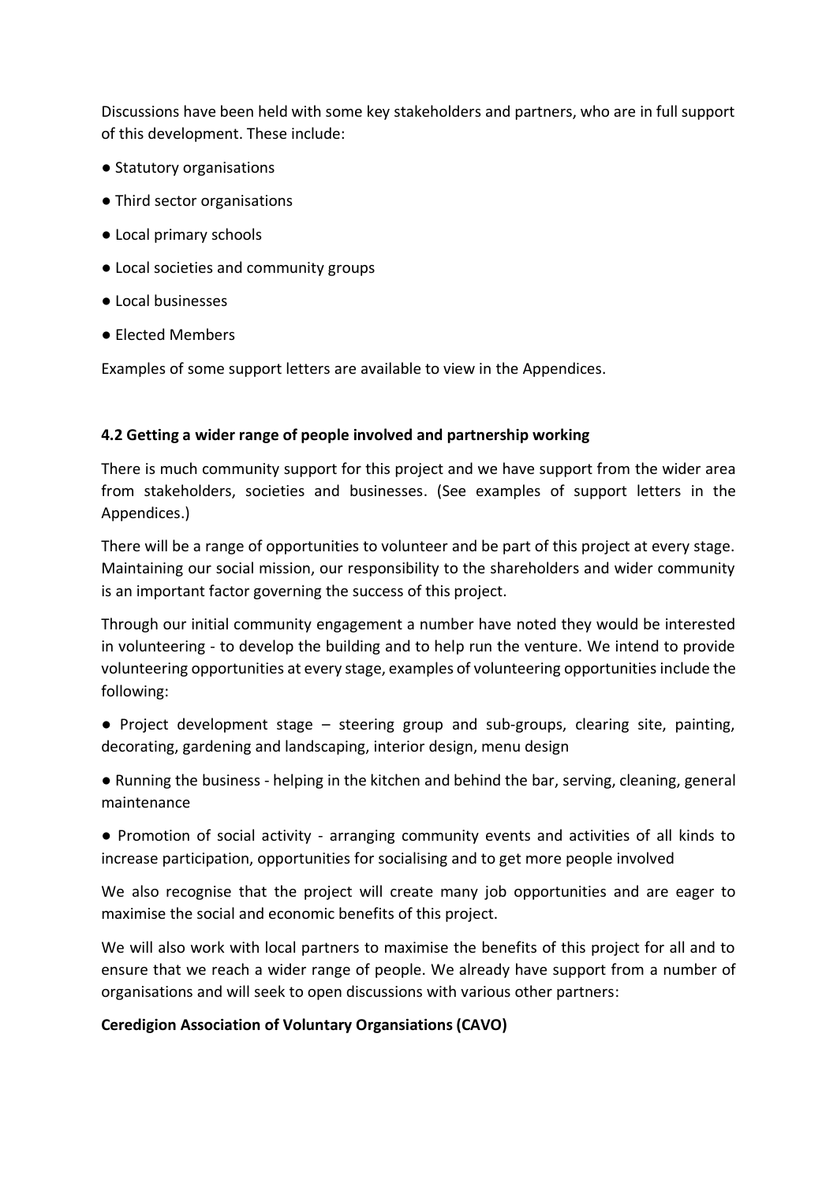Discussions have been held with some key stakeholders and partners, who are in full support of this development. These include:

- Statutory organisations
- Third sector organisations
- Local primary schools
- Local societies and community groups
- Local businesses
- Elected Members

Examples of some support letters are available to view in the Appendices.

### 4.2 Getting a wider range of people involved and partnership working

There is much community support for this project and we have support from the wider area from stakeholders, societies and businesses. (See examples of support letters in the Appendices.)

There will be a range of opportunities to volunteer and be part of this project at every stage. Maintaining our social mission, our responsibility to the shareholders and wider community is an important factor governing the success of this project.

Through our initial community engagement a number have noted they would be interested in volunteering - to develop the building and to help run the venture. We intend to provide volunteering opportunities at every stage, examples of volunteering opportunities include the following:

- Project development stage – steering group and sub-groups, clearing site, painting, decorating, gardening and landscaping, interior design, menu design
- Running the business - helping in the kitchen and behind the bar, serving, cleaning, general maintenance
- Promotion of social activity - arranging community events and activities of all kinds to increase participation, opportunities for socialising and to get more people involved

We also recognise that the project will create many job opportunities and are eager to maximise the social and economic benefits of this project.

We will also work with local partners to maximise the benefits of this project for all and to ensure that we reach a wider range of people. We already have support from a number of organisations and will seek to open discussions with various other partners:

**Ceredigion Association of Voluntary Organsiations (CAVO)**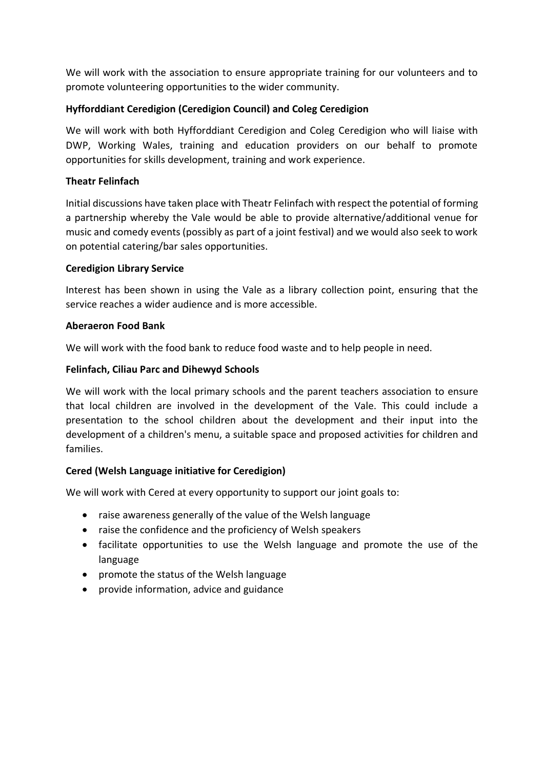We will work with the association to ensure appropriate training for our volunteers and to promote volunteering opportunities to the wider community.

**Hyfforddiant Ceredigion (Ceredigion Council) and Coleg Ceredigion**

We will work with both Hyfforddiant Ceredigion and Coleg Ceredigion who will liaise with DWP, Working Wales, training and education providers on our behalf to promote opportunities for skills development, training and work experience.

**Theatr Felinfach**

Initial discussions have taken place with Theatr Felinfach with respect the potential of forming a partnership whereby the Vale would be able to provide alternative/additional venue for music and comedy events (possibly as part of a joint festival) and we would also seek to work on potential catering/bar sales opportunities.

**Ceredigion Library Service**

Interest has been shown in using the Vale as a library collection point, ensuring that the service reaches a wider audience and is more accessible.

**Aberaeron Food Bank**

We will work with the food bank to reduce food waste and to help people in need.

**Felinfach, Ciliau Parc and Dihewyd Schools**

We will work with the local primary schools and the parent teachers association to ensure that local children are involved in the development of the Vale. This could include a presentation to the school children about the development and their input into the development of a children's menu, a suitable space and proposed activities for children and families.

**Cered (Welsh Language initiative for Ceredigion)**

We will work with Cered at every opportunity to support our joint goals to:

- raise awareness generally of the value of the Welsh language
- raise the confidence and the proficiency of Welsh speakers
- facilitate opportunities to use the Welsh language and promote the use of the language
- promote the status of the Welsh language
- provide information, advice and guidance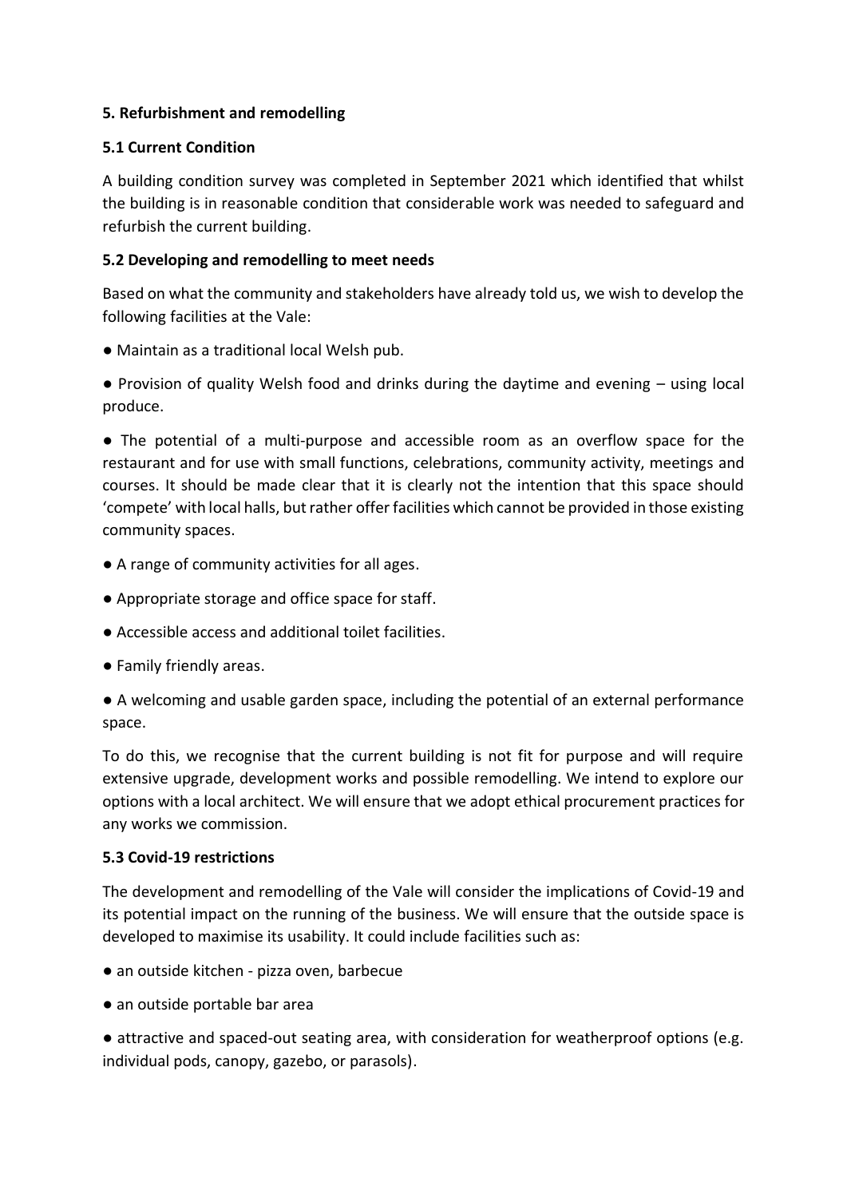## 5. Refurbishment and remodelling

### 5.1 Current Condition

A building condition survey was completed in September 2021 which identified that whilst the building is in reasonable condition that considerable work was needed to safeguard and refurbish the current building.

### 5.2 Developing and remodelling to meet needs

Based on what the community and stakeholders have already told us, we wish to develop the following facilities at the Vale:

- Maintain as a traditional local Welsh pub.
- Provision of quality Welsh food and drinks during the daytime and evening – using local produce.
- The potential of a multi-purpose and accessible room as an overflow space for the restaurant and for use with small functions, celebrations, community activity, meetings and courses. It should be made clear that it is clearly not the intention that this space should 'compete' with local halls, but rather offer facilities which cannot be provided in those existing community spaces.
- A range of community activities for all ages.
- Appropriate storage and office space for staff.
- Accessible access and additional toilet facilities.
- Family friendly areas.
- A welcoming and usable garden space, including the potential of an external performance space.

To do this, we recognise that the current building is not fit for purpose and will require extensive upgrade, development works and possible remodelling. We intend to explore our options with a local architect. We will ensure that we adopt ethical procurement practices for any works we commission.

### 5.3 Covid-19 restrictions

The development and remodelling of the Vale will consider the implications of Covid-19 and its potential impact on the running of the business. We will ensure that the outside space is developed to maximise its usability. It could include facilities such as:

- an outside kitchen - pizza oven, barbecue
- an outside portable bar area
- attractive and spaced-out seating area, with consideration for weatherproof options (e.g. individual pods, canopy, gazebo, or parasols).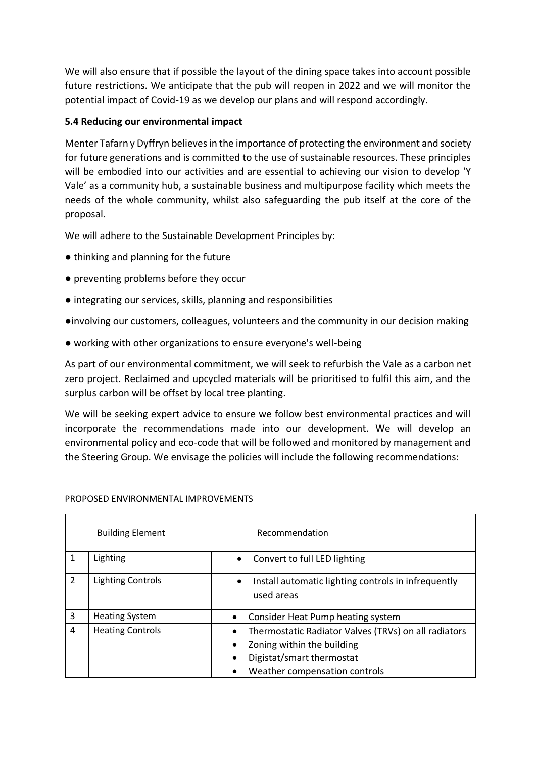We will also ensure that if possible the layout of the dining space takes into account possible future restrictions. We anticipate that the pub will reopen in 2022 and we will monitor the potential impact of Covid-19 as we develop our plans and will respond accordingly.

### 5.4 Reducing our environmental impact

Menter Tafarn y Dyffryn believes in the importance of protecting the environment and society for future generations and is committed to the use of sustainable resources. These principles will be embodied into our activities and are essential to achieving our vision to develop 'Y Vale' as a community hub, a sustainable business and multipurpose facility which meets the needs of the whole community, whilst also safeguarding the pub itself at the core of the proposal.

We will adhere to the Sustainable Development Principles by:

- thinking and planning for the future
- preventing problems before they occur
- integrating our services, skills, planning and responsibilities
- involving our customers, colleagues, volunteers and the community in our decision making
- working with other organizations to ensure everyone's well-being

As part of our environmental commitment, we will seek to refurbish the Vale as a carbon net zero project. Reclaimed and upcycled materials will be prioritised to fulfil this aim, and the surplus carbon will be offset by local tree planting.

We will be seeking expert advice to ensure we follow best environmental practices and will incorporate the recommendations made into our development. We will develop an environmental policy and eco-code that will be followed and monitored by management and the Steering Group. We envisage the policies will include the following recommendations:

PROPOSED ENVIRONMENTAL IMPROVEMENTS

| | Building Element | Recommendation |
|---|---|---|
| 1 | Lighting | • Convert to full LED lighting |
| 2 | Lighting Controls | • Install automatic lighting controls in infrequently used areas |
| 3 | Heating System | • Consider Heat Pump heating system |
| 4 | Heating Controls | • Thermostatic Radiator Valves (TRVs) on all radiators<br>• Zoning within the building<br>• Digistat/smart thermostat<br>• Weather compensation controls |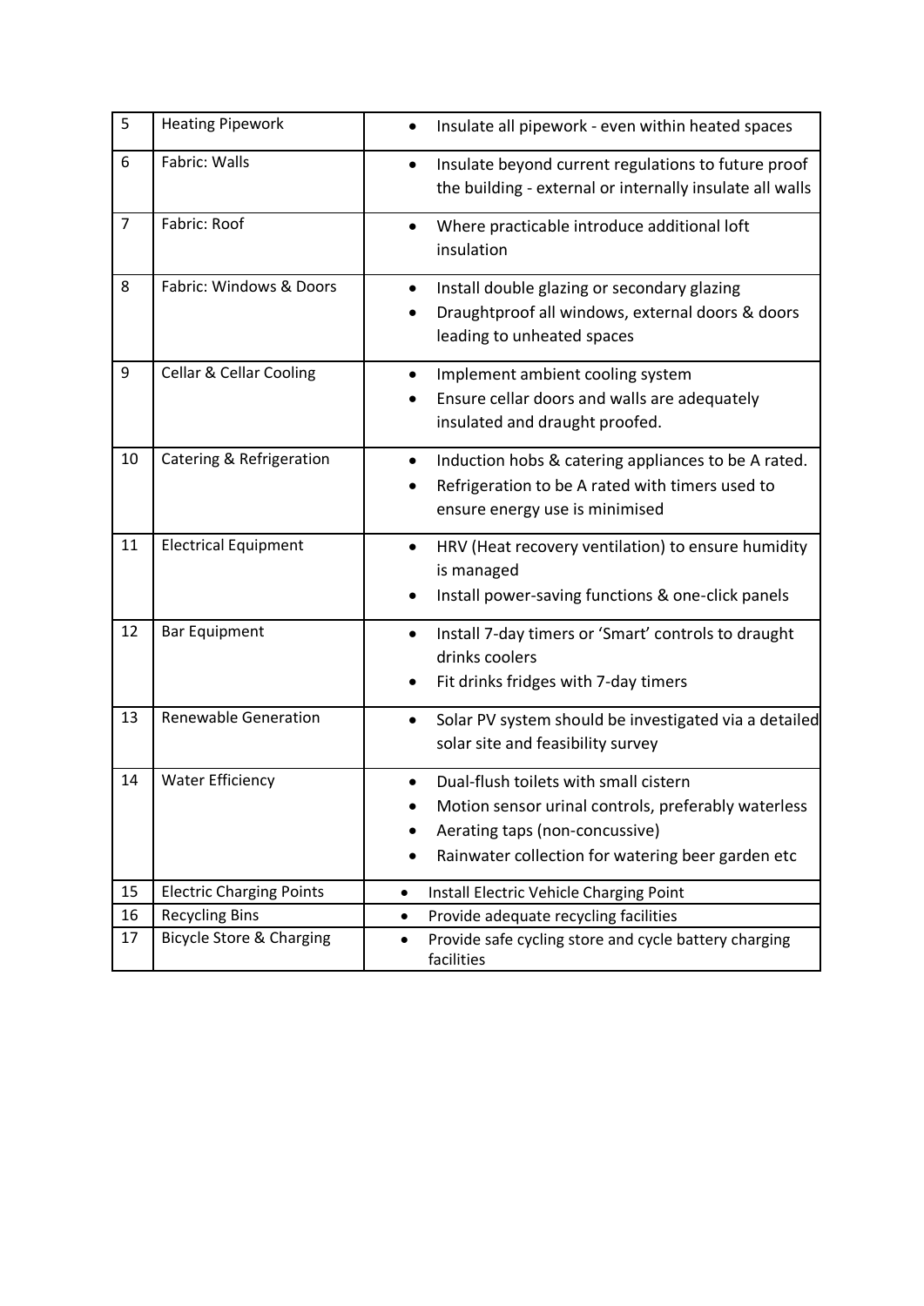| | | |
|---|---|---|
| 5 | Heating Pipework | • Insulate all pipework - even within heated spaces |
| 6 | Fabric: Walls | • Insulate beyond current regulations to future proof the building - external or internally insulate all walls |
| 7 | Fabric: Roof | • Where practicable introduce additional loft insulation |
| 8 | Fabric: Windows & Doors | • Install double glazing or secondary glazing<br>• Draughtproof all windows, external doors & doors leading to unheated spaces |
| 9 | Cellar & Cellar Cooling | • Implement ambient cooling system<br>• Ensure cellar doors and walls are adequately insulated and draught proofed. |
| 10 | Catering & Refrigeration | • Induction hobs & catering appliances to be A rated.<br>• Refrigeration to be A rated with timers used to ensure energy use is minimised |
| 11 | Electrical Equipment | • HRV (Heat recovery ventilation) to ensure humidity is managed<br>• Install power-saving functions & one-click panels |
| 12 | Bar Equipment | • Install 7-day timers or 'Smart' controls to draught drinks coolers<br>• Fit drinks fridges with 7-day timers |
| 13 | Renewable Generation | • Solar PV system should be investigated via a detailed solar site and feasibility survey |
| 14 | Water Efficiency | • Dual-flush toilets with small cistern<br>• Motion sensor urinal controls, preferably waterless<br>• Aerating taps (non-concussive)<br>• Rainwater collection for watering beer garden etc |
| 15 | Electric Charging Points | • Install Electric Vehicle Charging Point |
| 16 | Recycling Bins | • Provide adequate recycling facilities |
| 17 | Bicycle Store & Charging | • Provide safe cycling store and cycle battery charging facilities |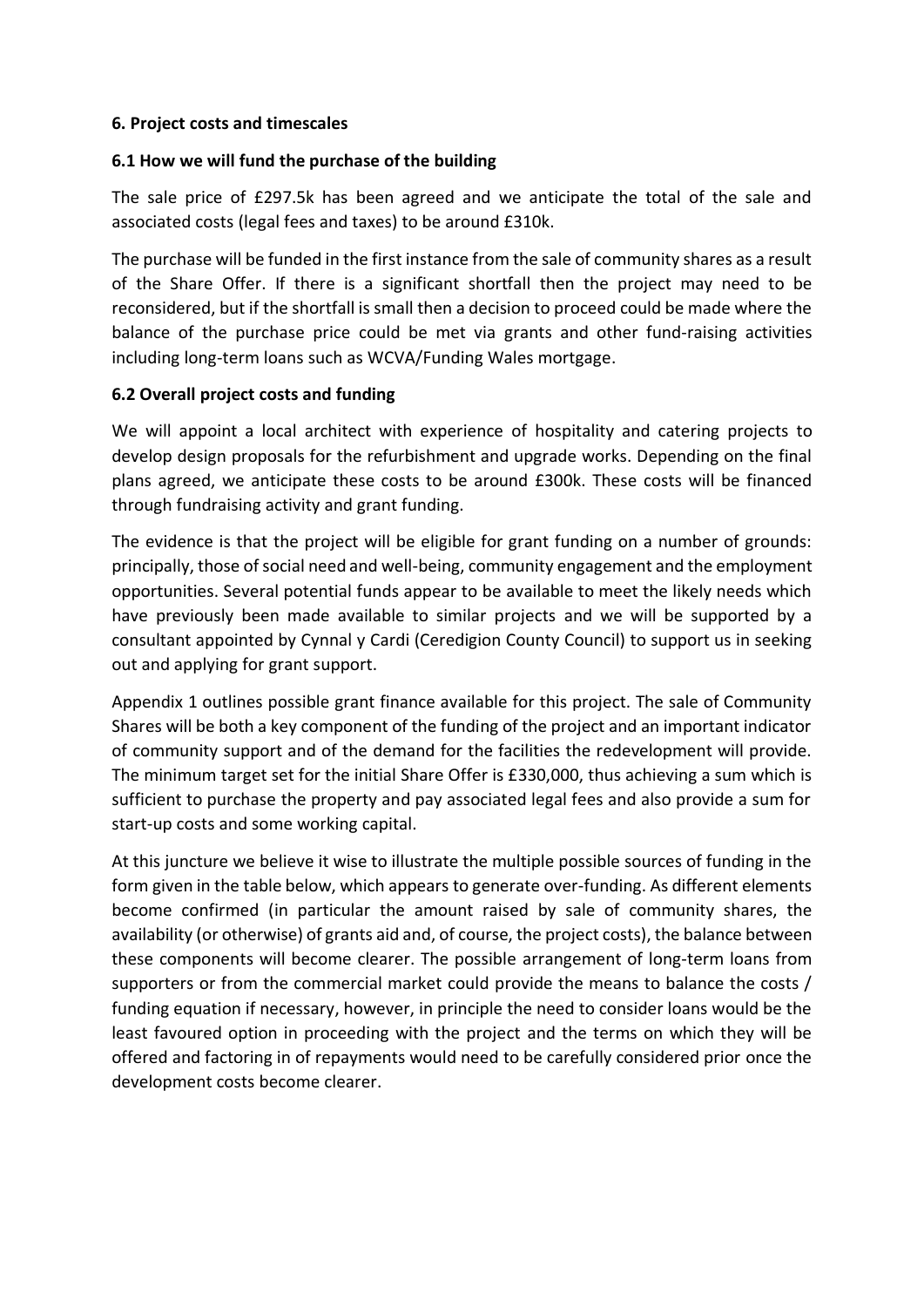## 6. Project costs and timescales

### 6.1 How we will fund the purchase of the building

The sale price of £297.5k has been agreed and we anticipate the total of the sale and associated costs (legal fees and taxes) to be around £310k.

The purchase will be funded in the first instance from the sale of community shares as a result of the Share Offer. If there is a significant shortfall then the project may need to be reconsidered, but if the shortfall is small then a decision to proceed could be made where the balance of the purchase price could be met via grants and other fund-raising activities including long-term loans such as WCVA/Funding Wales mortgage.

### 6.2 Overall project costs and funding

We will appoint a local architect with experience of hospitality and catering projects to develop design proposals for the refurbishment and upgrade works. Depending on the final plans agreed, we anticipate these costs to be around £300k. These costs will be financed through fundraising activity and grant funding.

The evidence is that the project will be eligible for grant funding on a number of grounds: principally, those of social need and well-being, community engagement and the employment opportunities. Several potential funds appear to be available to meet the likely needs which have previously been made available to similar projects and we will be supported by a consultant appointed by Cynnal y Cardi (Ceredigion County Council) to support us in seeking out and applying for grant support.

Appendix 1 outlines possible grant finance available for this project. The sale of Community Shares will be both a key component of the funding of the project and an important indicator of community support and of the demand for the facilities the redevelopment will provide. The minimum target set for the initial Share Offer is £330,000, thus achieving a sum which is sufficient to purchase the property and pay associated legal fees and also provide a sum for start-up costs and some working capital.

At this juncture we believe it wise to illustrate the multiple possible sources of funding in the form given in the table below, which appears to generate over-funding. As different elements become confirmed (in particular the amount raised by sale of community shares, the availability (or otherwise) of grants aid and, of course, the project costs), the balance between these components will become clearer. The possible arrangement of long-term loans from supporters or from the commercial market could provide the means to balance the costs / funding equation if necessary, however, in principle the need to consider loans would be the least favoured option in proceeding with the project and the terms on which they will be offered and factoring in of repayments would need to be carefully considered prior once the development costs become clearer.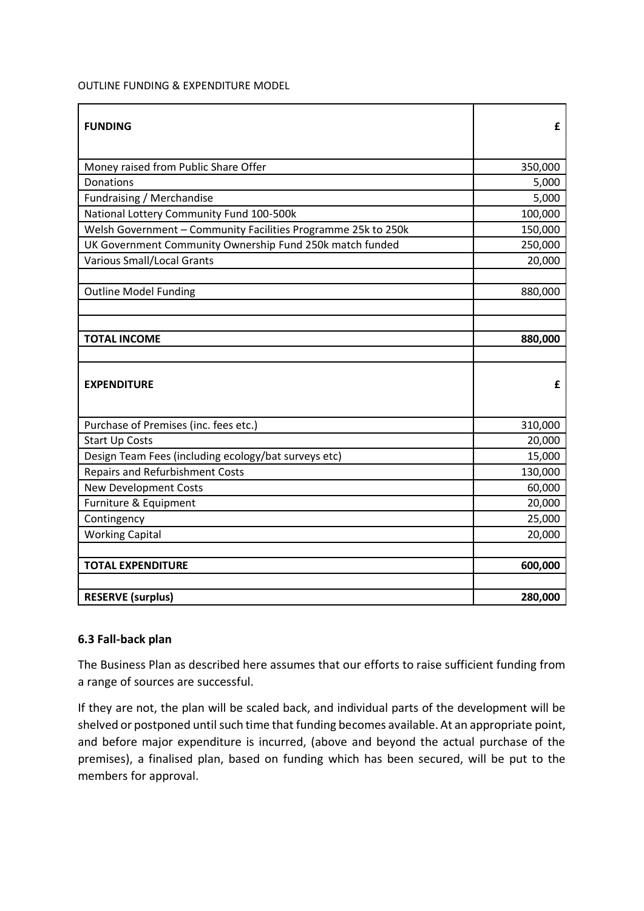OUTLINE FUNDING & EXPENDITURE MODEL

| **FUNDING** | **£** |
|---|---|
| Money raised from Public Share Offer | 350,000 |
| Donations | 5,000 |
| Fundraising / Merchandise | 5,000 |
| National Lottery Community Fund 100-500k | 100,000 |
| Welsh Government – Community Facilities Programme 25k to 250k | 150,000 |
| UK Government Community Ownership Fund 250k match funded | 250,000 |
| Various Small/Local Grants | 20,000 |
| | |
| Outline Model Funding | 880,000 |
| | |
| | |
| **TOTAL INCOME** | **880,000** |
| | |
| **EXPENDITURE** | **£** |
| Purchase of Premises (inc. fees etc.) | 310,000 |
| Start Up Costs | 20,000 |
| Design Team Fees (including ecology/bat surveys etc) | 15,000 |
| Repairs and Refurbishment Costs | 130,000 |
| New Development Costs | 60,000 |
| Furniture & Equipment | 20,000 |
| Contingency | 25,000 |
| Working Capital | 20,000 |
| | |
| **TOTAL EXPENDITURE** | **600,000** |
| | |
| **RESERVE (surplus)** | **280,000** |

### 6.3 Fall-back plan

The Business Plan as described here assumes that our efforts to raise sufficient funding from a range of sources are successful.

If they are not, the plan will be scaled back, and individual parts of the development will be shelved or postponed until such time that funding becomes available. At an appropriate point, and before major expenditure is incurred, (above and beyond the actual purchase of the premises), a finalised plan, based on funding which has been secured, will be put to the members for approval.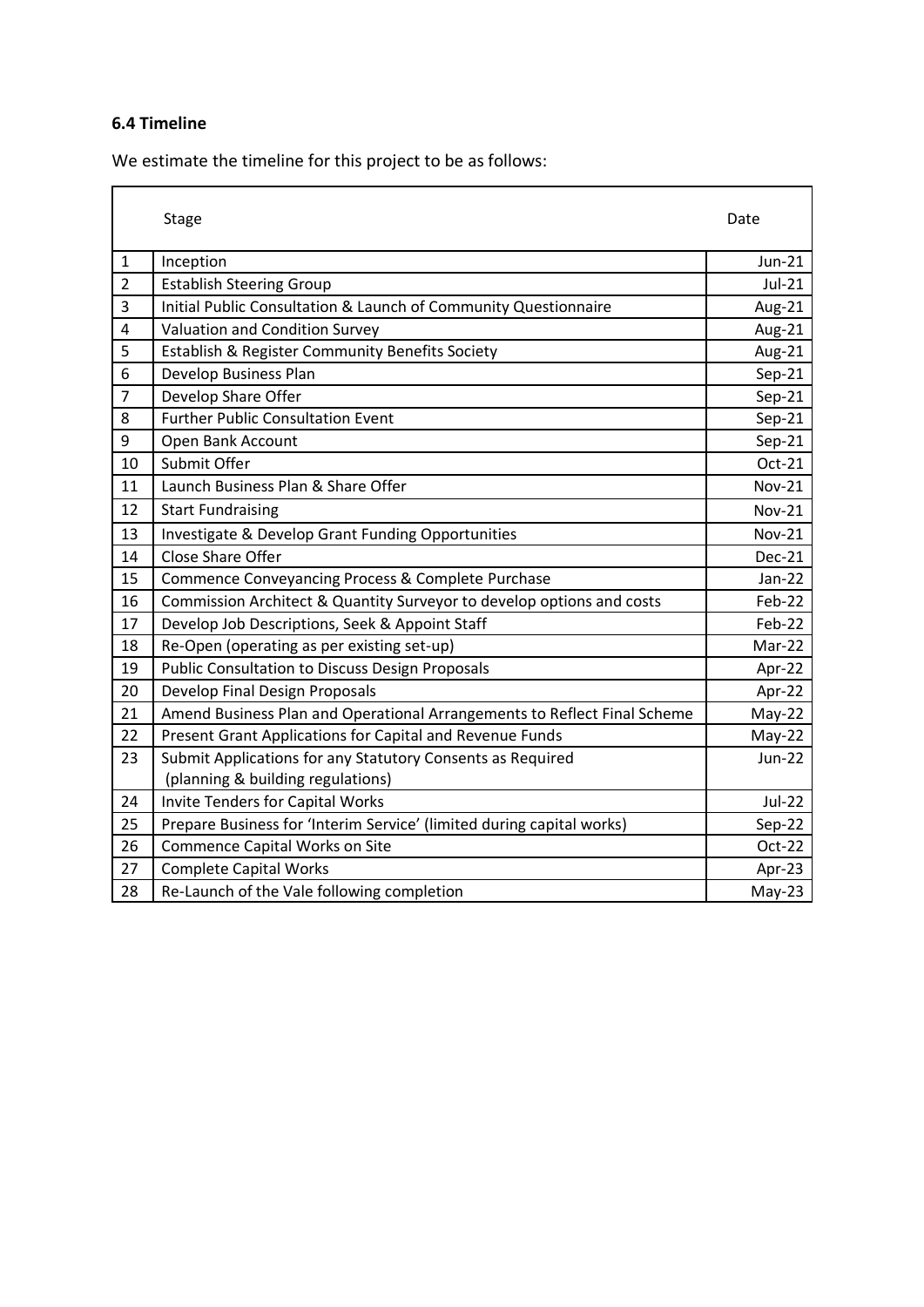### 6.4 Timeline

We estimate the timeline for this project to be as follows:

| | Stage | Date |
|---|---|---|
| 1 | Inception | Jun-21 |
| 2 | Establish Steering Group | Jul-21 |
| 3 | Initial Public Consultation & Launch of Community Questionnaire | Aug-21 |
| 4 | Valuation and Condition Survey | Aug-21 |
| 5 | Establish & Register Community Benefits Society | Aug-21 |
| 6 | Develop Business Plan | Sep-21 |
| 7 | Develop Share Offer | Sep-21 |
| 8 | Further Public Consultation Event | Sep-21 |
| 9 | Open Bank Account | Sep-21 |
| 10 | Submit Offer | Oct-21 |
| 11 | Launch Business Plan & Share Offer | Nov-21 |
| 12 | Start Fundraising | Nov-21 |
| 13 | Investigate & Develop Grant Funding Opportunities | Nov-21 |
| 14 | Close Share Offer | Dec-21 |
| 15 | Commence Conveyancing Process & Complete Purchase | Jan-22 |
| 16 | Commission Architect & Quantity Surveyor to develop options and costs | Feb-22 |
| 17 | Develop Job Descriptions, Seek & Appoint Staff | Feb-22 |
| 18 | Re-Open (operating as per existing set-up) | Mar-22 |
| 19 | Public Consultation to Discuss Design Proposals | Apr-22 |
| 20 | Develop Final Design Proposals | Apr-22 |
| 21 | Amend Business Plan and Operational Arrangements to Reflect Final Scheme | May-22 |
| 22 | Present Grant Applications for Capital and Revenue Funds | May-22 |
| 23 | Submit Applications for any Statutory Consents as Required (planning & building regulations) | Jun-22 |
| 24 | Invite Tenders for Capital Works | Jul-22 |
| 25 | Prepare Business for 'Interim Service' (limited during capital works) | Sep-22 |
| 26 | Commence Capital Works on Site | Oct-22 |
| 27 | Complete Capital Works | Apr-23 |
| 28 | Re-Launch of the Vale following completion | May-23 |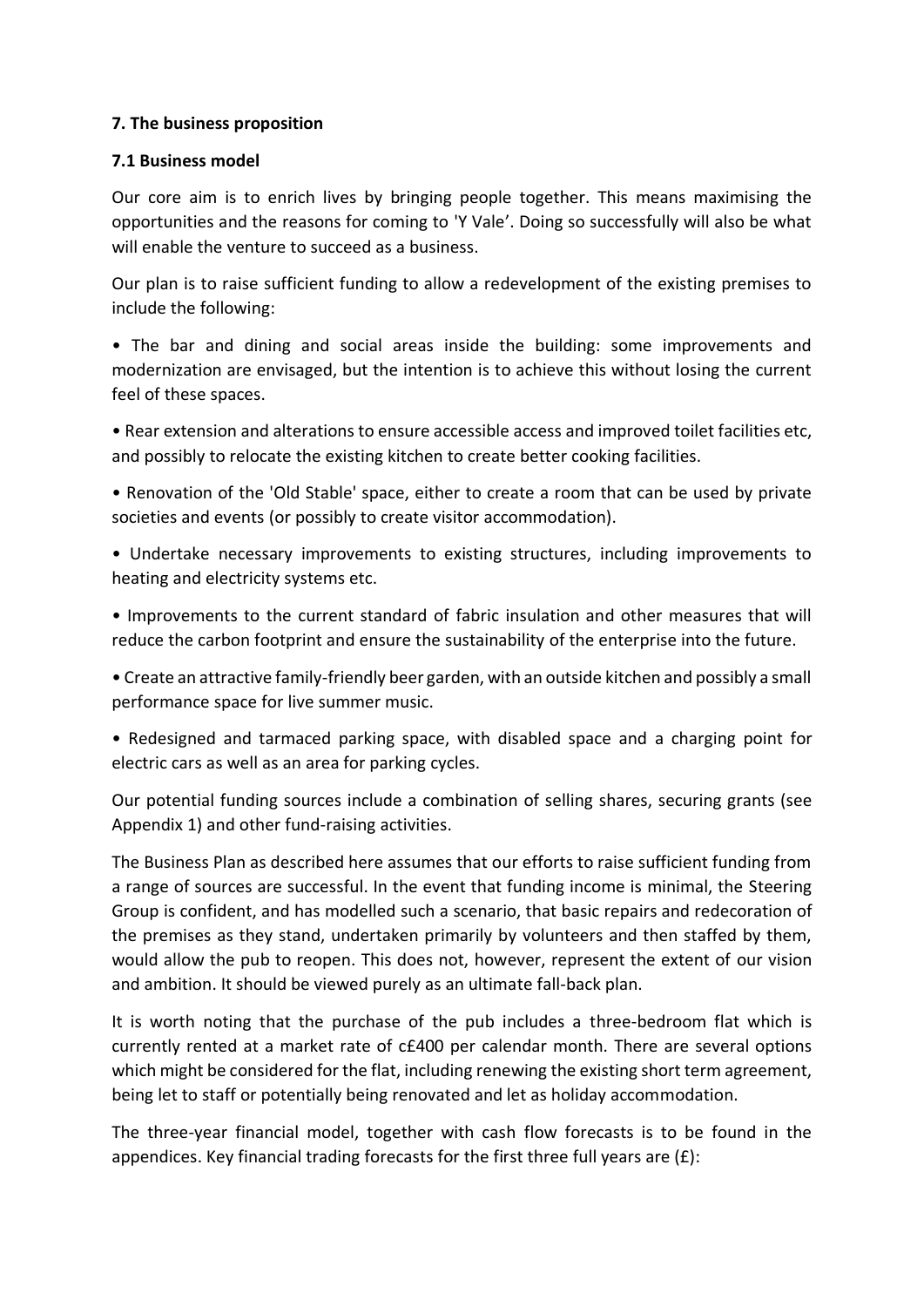**7. The business proposition**

**7.1 Business model**

Our core aim is to enrich lives by bringing people together. This means maximising the opportunities and the reasons for coming to 'Y Vale'. Doing so successfully will also be what will enable the venture to succeed as a business.

Our plan is to raise sufficient funding to allow a redevelopment of the existing premises to include the following:

• The bar and dining and social areas inside the building: some improvements and modernization are envisaged, but the intention is to achieve this without losing the current feel of these spaces.

• Rear extension and alterations to ensure accessible access and improved toilet facilities etc, and possibly to relocate the existing kitchen to create better cooking facilities.

• Renovation of the 'Old Stable' space, either to create a room that can be used by private societies and events (or possibly to create visitor accommodation).

• Undertake necessary improvements to existing structures, including improvements to heating and electricity systems etc.

• Improvements to the current standard of fabric insulation and other measures that will reduce the carbon footprint and ensure the sustainability of the enterprise into the future.

• Create an attractive family-friendly beer garden, with an outside kitchen and possibly a small performance space for live summer music.

• Redesigned and tarmaced parking space, with disabled space and a charging point for electric cars as well as an area for parking cycles.

Our potential funding sources include a combination of selling shares, securing grants (see Appendix 1) and other fund-raising activities.

The Business Plan as described here assumes that our efforts to raise sufficient funding from a range of sources are successful. In the event that funding income is minimal, the Steering Group is confident, and has modelled such a scenario, that basic repairs and redecoration of the premises as they stand, undertaken primarily by volunteers and then staffed by them, would allow the pub to reopen. This does not, however, represent the extent of our vision and ambition. It should be viewed purely as an ultimate fall-back plan.

It is worth noting that the purchase of the pub includes a three-bedroom flat which is currently rented at a market rate of c£400 per calendar month. There are several options which might be considered for the flat, including renewing the existing short term agreement, being let to staff or potentially being renovated and let as holiday accommodation.

The three-year financial model, together with cash flow forecasts is to be found in the appendices. Key financial trading forecasts for the first three full years are (£):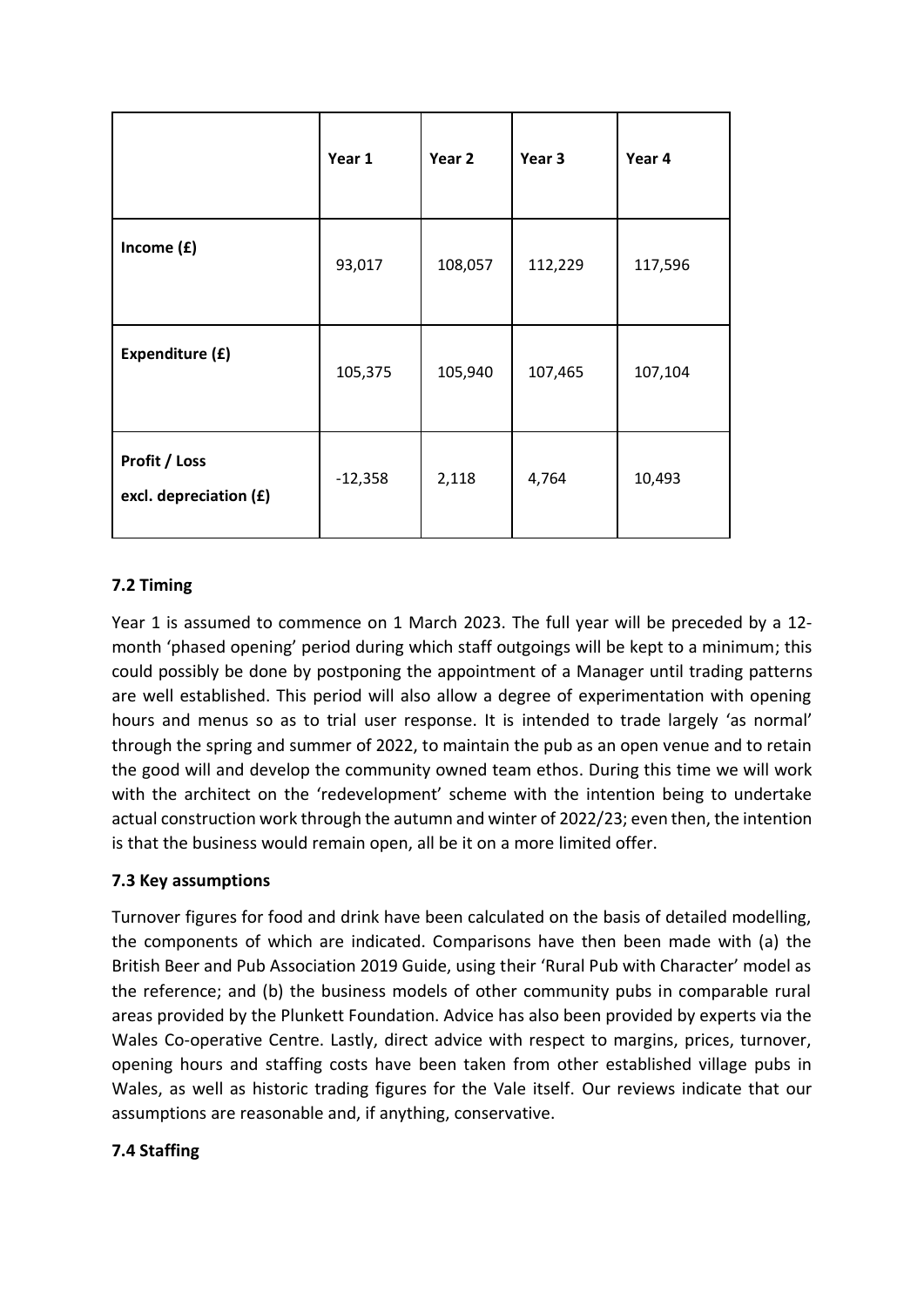| | Year 1 | Year 2 | Year 3 | Year 4 |
|---|---|---|---|---|
| **Income (£)** | 93,017 | 108,057 | 112,229 | 117,596 |
| **Expenditure (£)** | 105,375 | 105,940 | 107,465 | 107,104 |
| **Profit / Loss excl. depreciation (£)** | -12,358 | 2,118 | 4,764 | 10,493 |

### 7.2 Timing

Year 1 is assumed to commence on 1 March 2023. The full year will be preceded by a 12-month 'phased opening' period during which staff outgoings will be kept to a minimum; this could possibly be done by postponing the appointment of a Manager until trading patterns are well established. This period will also allow a degree of experimentation with opening hours and menus so as to trial user response. It is intended to trade largely 'as normal' through the spring and summer of 2022, to maintain the pub as an open venue and to retain the good will and develop the community owned team ethos. During this time we will work with the architect on the 'redevelopment' scheme with the intention being to undertake actual construction work through the autumn and winter of 2022/23; even then, the intention is that the business would remain open, all be it on a more limited offer.

### 7.3 Key assumptions

Turnover figures for food and drink have been calculated on the basis of detailed modelling, the components of which are indicated. Comparisons have then been made with (a) the British Beer and Pub Association 2019 Guide, using their 'Rural Pub with Character' model as the reference; and (b) the business models of other community pubs in comparable rural areas provided by the Plunkett Foundation. Advice has also been provided by experts via the Wales Co-operative Centre. Lastly, direct advice with respect to margins, prices, turnover, opening hours and staffing costs have been taken from other established village pubs in Wales, as well as historic trading figures for the Vale itself. Our reviews indicate that our assumptions are reasonable and, if anything, conservative.

### 7.4 Staffing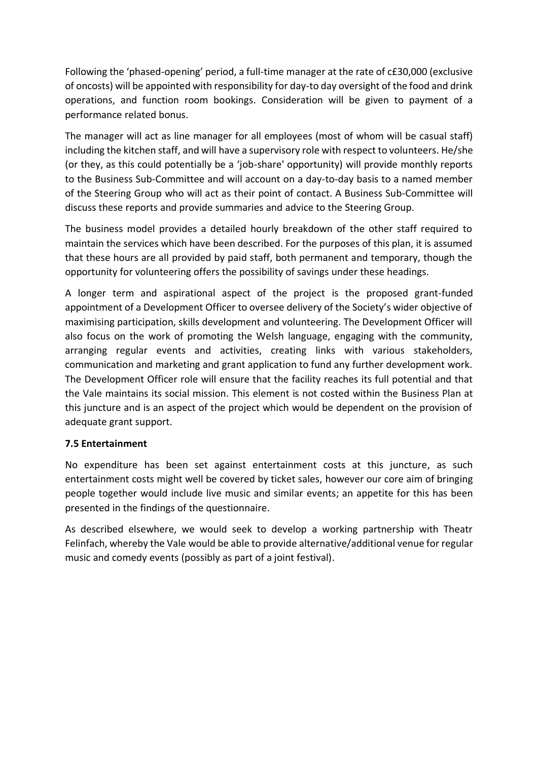Following the 'phased-opening' period, a full-time manager at the rate of c£30,000 (exclusive of oncosts) will be appointed with responsibility for day-to day oversight of the food and drink operations, and function room bookings. Consideration will be given to payment of a performance related bonus.

The manager will act as line manager for all employees (most of whom will be casual staff) including the kitchen staff, and will have a supervisory role with respect to volunteers. He/she (or they, as this could potentially be a 'job-share' opportunity) will provide monthly reports to the Business Sub-Committee and will account on a day-to-day basis to a named member of the Steering Group who will act as their point of contact. A Business Sub-Committee will discuss these reports and provide summaries and advice to the Steering Group.

The business model provides a detailed hourly breakdown of the other staff required to maintain the services which have been described. For the purposes of this plan, it is assumed that these hours are all provided by paid staff, both permanent and temporary, though the opportunity for volunteering offers the possibility of savings under these headings.

A longer term and aspirational aspect of the project is the proposed grant-funded appointment of a Development Officer to oversee delivery of the Society's wider objective of maximising participation, skills development and volunteering. The Development Officer will also focus on the work of promoting the Welsh language, engaging with the community, arranging regular events and activities, creating links with various stakeholders, communication and marketing and grant application to fund any further development work. The Development Officer role will ensure that the facility reaches its full potential and that the Vale maintains its social mission. This element is not costed within the Business Plan at this juncture and is an aspect of the project which would be dependent on the provision of adequate grant support.

### 7.5 Entertainment

No expenditure has been set against entertainment costs at this juncture, as such entertainment costs might well be covered by ticket sales, however our core aim of bringing people together would include live music and similar events; an appetite for this has been presented in the findings of the questionnaire.

As described elsewhere, we would seek to develop a working partnership with Theatr Felinfach, whereby the Vale would be able to provide alternative/additional venue for regular music and comedy events (possibly as part of a joint festival).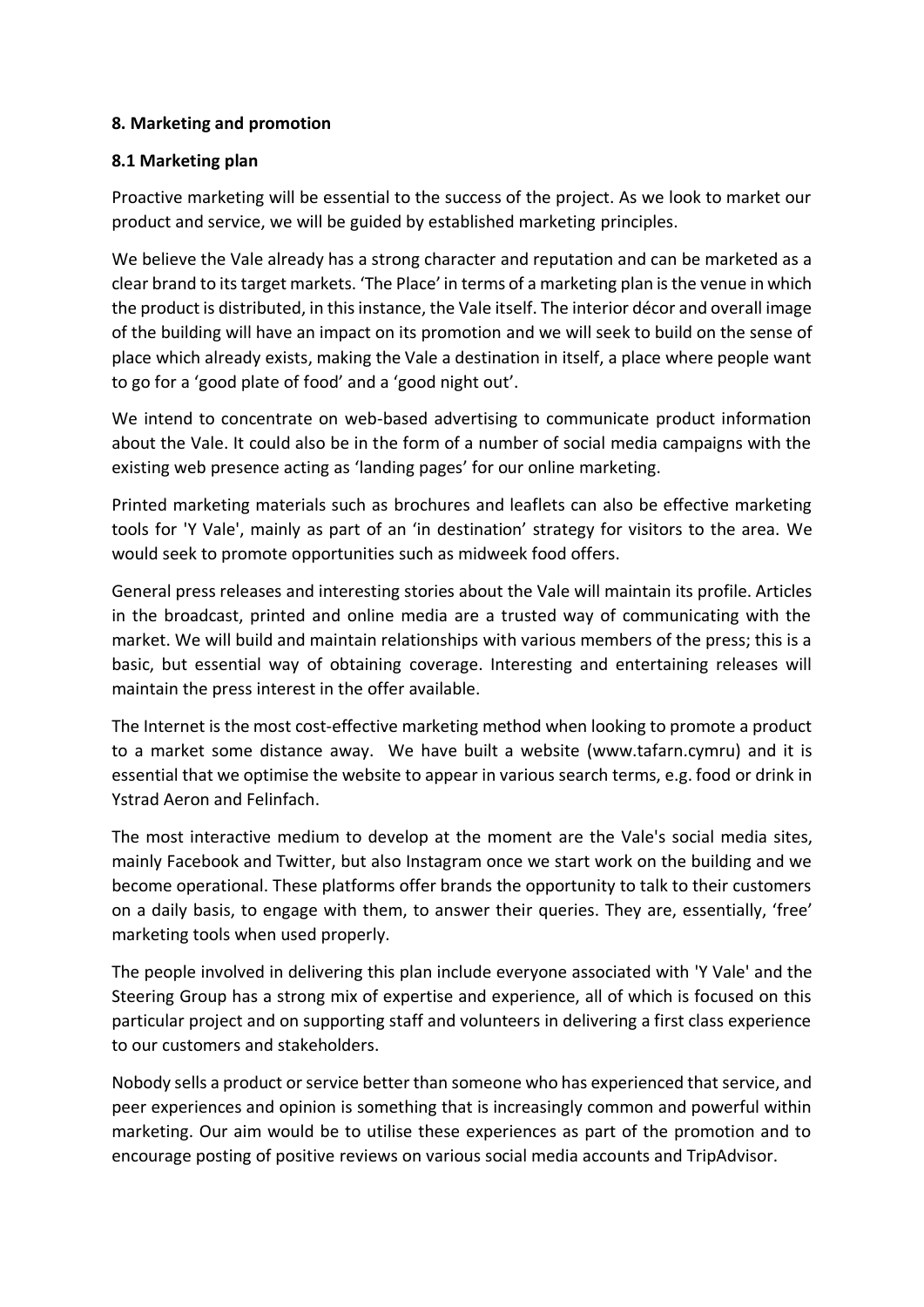## 8. Marketing and promotion

### 8.1 Marketing plan

Proactive marketing will be essential to the success of the project. As we look to market our product and service, we will be guided by established marketing principles.

We believe the Vale already has a strong character and reputation and can be marketed as a clear brand to its target markets. 'The Place' in terms of a marketing plan is the venue in which the product is distributed, in this instance, the Vale itself. The interior décor and overall image of the building will have an impact on its promotion and we will seek to build on the sense of place which already exists, making the Vale a destination in itself, a place where people want to go for a 'good plate of food' and a 'good night out'.

We intend to concentrate on web-based advertising to communicate product information about the Vale. It could also be in the form of a number of social media campaigns with the existing web presence acting as 'landing pages' for our online marketing.

Printed marketing materials such as brochures and leaflets can also be effective marketing tools for 'Y Vale', mainly as part of an 'in destination' strategy for visitors to the area. We would seek to promote opportunities such as midweek food offers.

General press releases and interesting stories about the Vale will maintain its profile. Articles in the broadcast, printed and online media are a trusted way of communicating with the market. We will build and maintain relationships with various members of the press; this is a basic, but essential way of obtaining coverage. Interesting and entertaining releases will maintain the press interest in the offer available.

The Internet is the most cost-effective marketing method when looking to promote a product to a market some distance away. We have built a website (www.tafarn.cymru) and it is essential that we optimise the website to appear in various search terms, e.g. food or drink in Ystrad Aeron and Felinfach.

The most interactive medium to develop at the moment are the Vale's social media sites, mainly Facebook and Twitter, but also Instagram once we start work on the building and we become operational. These platforms offer brands the opportunity to talk to their customers on a daily basis, to engage with them, to answer their queries. They are, essentially, 'free' marketing tools when used properly.

The people involved in delivering this plan include everyone associated with 'Y Vale' and the Steering Group has a strong mix of expertise and experience, all of which is focused on this particular project and on supporting staff and volunteers in delivering a first class experience to our customers and stakeholders.

Nobody sells a product or service better than someone who has experienced that service, and peer experiences and opinion is something that is increasingly common and powerful within marketing. Our aim would be to utilise these experiences as part of the promotion and to encourage posting of positive reviews on various social media accounts and TripAdvisor.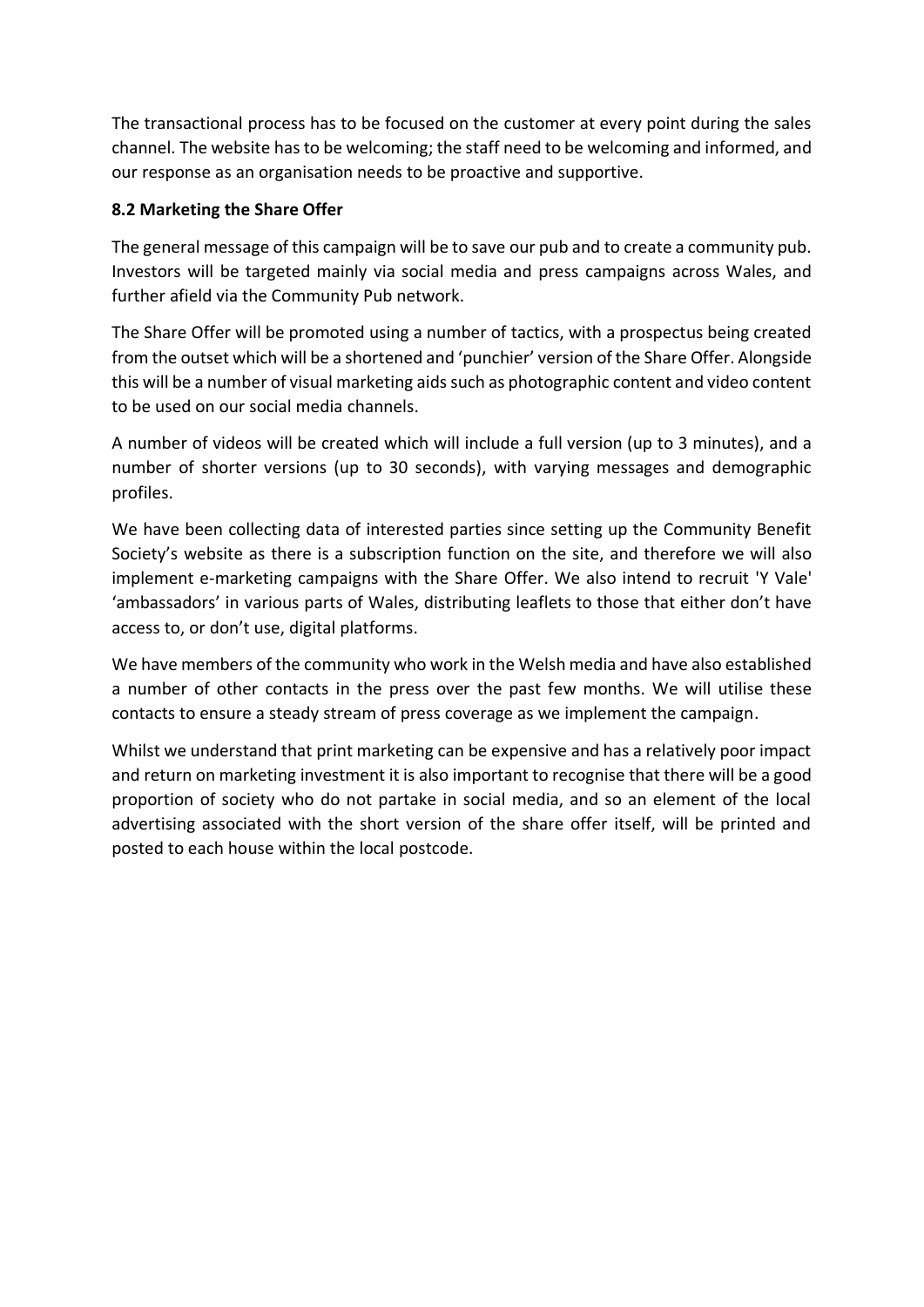The transactional process has to be focused on the customer at every point during the sales channel. The website has to be welcoming; the staff need to be welcoming and informed, and our response as an organisation needs to be proactive and supportive.

### 8.2 Marketing the Share Offer

The general message of this campaign will be to save our pub and to create a community pub. Investors will be targeted mainly via social media and press campaigns across Wales, and further afield via the Community Pub network.

The Share Offer will be promoted using a number of tactics, with a prospectus being created from the outset which will be a shortened and 'punchier' version of the Share Offer. Alongside this will be a number of visual marketing aids such as photographic content and video content to be used on our social media channels.

A number of videos will be created which will include a full version (up to 3 minutes), and a number of shorter versions (up to 30 seconds), with varying messages and demographic profiles.

We have been collecting data of interested parties since setting up the Community Benefit Society's website as there is a subscription function on the site, and therefore we will also implement e-marketing campaigns with the Share Offer. We also intend to recruit 'Y Vale' 'ambassadors' in various parts of Wales, distributing leaflets to those that either don't have access to, or don't use, digital platforms.

We have members of the community who work in the Welsh media and have also established a number of other contacts in the press over the past few months. We will utilise these contacts to ensure a steady stream of press coverage as we implement the campaign.

Whilst we understand that print marketing can be expensive and has a relatively poor impact and return on marketing investment it is also important to recognise that there will be a good proportion of society who do not partake in social media, and so an element of the local advertising associated with the short version of the share offer itself, will be printed and posted to each house within the local postcode.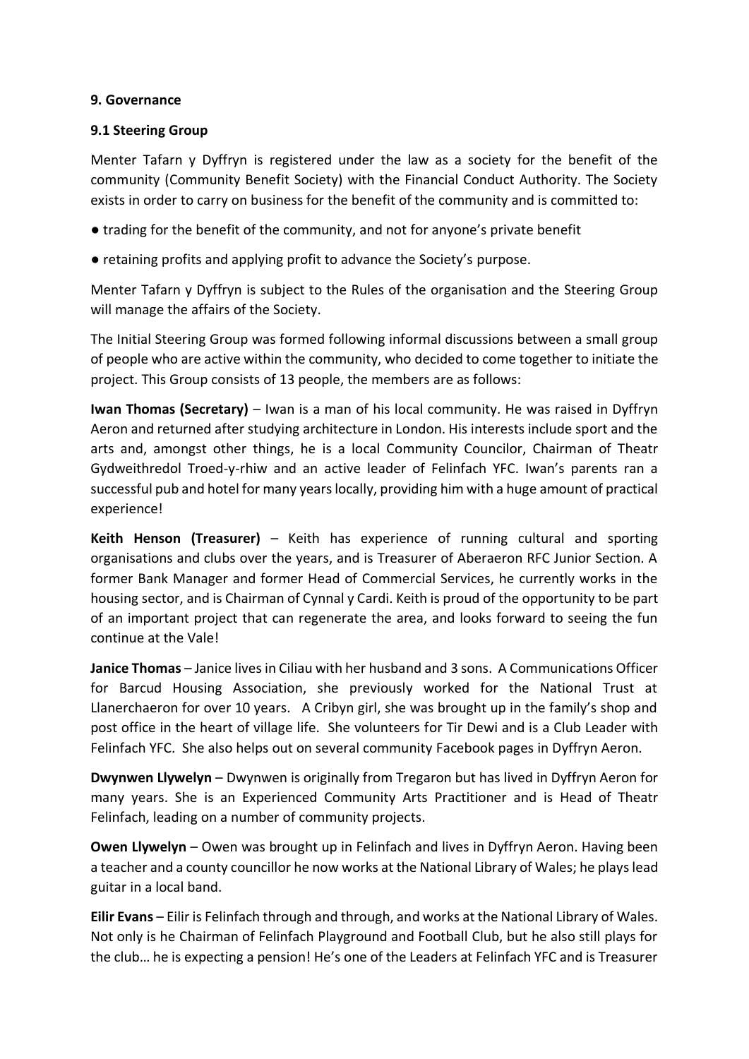## 9. Governance

### 9.1 Steering Group

Menter Tafarn y Dyffryn is registered under the law as a society for the benefit of the community (Community Benefit Society) with the Financial Conduct Authority. The Society exists in order to carry on business for the benefit of the community and is committed to:

● trading for the benefit of the community, and not for anyone's private benefit

● retaining profits and applying profit to advance the Society's purpose.

Menter Tafarn y Dyffryn is subject to the Rules of the organisation and the Steering Group will manage the affairs of the Society.

The Initial Steering Group was formed following informal discussions between a small group of people who are active within the community, who decided to come together to initiate the project. This Group consists of 13 people, the members are as follows:

**Iwan Thomas (Secretary)** – Iwan is a man of his local community. He was raised in Dyffryn Aeron and returned after studying architecture in London. His interests include sport and the arts and, amongst other things, he is a local Community Councilor, Chairman of Theatr Gydweithredol Troed-y-rhiw and an active leader of Felinfach YFC. Iwan's parents ran a successful pub and hotel for many years locally, providing him with a huge amount of practical experience!

**Keith Henson (Treasurer)** – Keith has experience of running cultural and sporting organisations and clubs over the years, and is Treasurer of Aberaeron RFC Junior Section. A former Bank Manager and former Head of Commercial Services, he currently works in the housing sector, and is Chairman of Cynnal y Cardi. Keith is proud of the opportunity to be part of an important project that can regenerate the area, and looks forward to seeing the fun continue at the Vale!

**Janice Thomas** – Janice lives in Ciliau with her husband and 3 sons. A Communications Officer for Barcud Housing Association, she previously worked for the National Trust at Llanerchaeron for over 10 years. A Cribyn girl, she was brought up in the family's shop and post office in the heart of village life. She volunteers for Tir Dewi and is a Club Leader with Felinfach YFC. She also helps out on several community Facebook pages in Dyffryn Aeron.

**Dwynwen Llywelyn** – Dwynwen is originally from Tregaron but has lived in Dyffryn Aeron for many years. She is an Experienced Community Arts Practitioner and is Head of Theatr Felinfach, leading on a number of community projects.

**Owen Llywelyn** – Owen was brought up in Felinfach and lives in Dyffryn Aeron. Having been a teacher and a county councillor he now works at the National Library of Wales; he plays lead guitar in a local band.

**Eilir Evans** – Eilir is Felinfach through and through, and works at the National Library of Wales. Not only is he Chairman of Felinfach Playground and Football Club, but he also still plays for the club… he is expecting a pension! He's one of the Leaders at Felinfach YFC and is Treasurer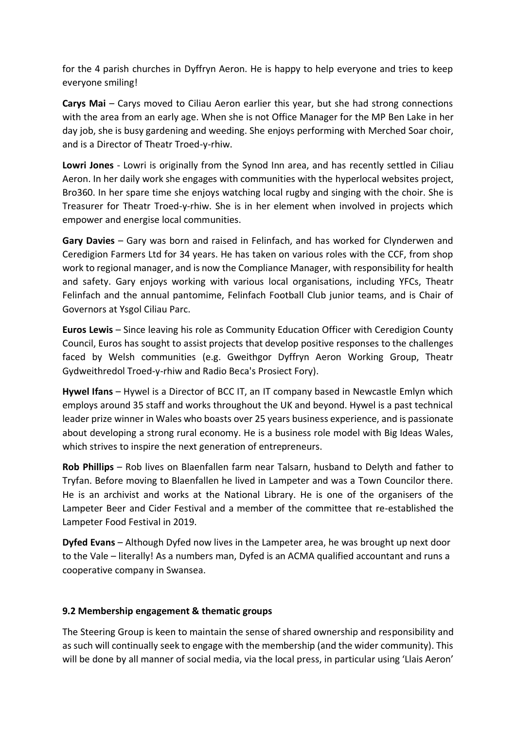for the 4 parish churches in Dyffryn Aeron. He is happy to help everyone and tries to keep everyone smiling!

**Carys Mai** – Carys moved to Ciliau Aeron earlier this year, but she had strong connections with the area from an early age. When she is not Office Manager for the MP Ben Lake in her day job, she is busy gardening and weeding. She enjoys performing with Merched Soar choir, and is a Director of Theatr Troed-y-rhiw.

**Lowri Jones** - Lowri is originally from the Synod Inn area, and has recently settled in Ciliau Aeron. In her daily work she engages with communities with the hyperlocal websites project, Bro360. In her spare time she enjoys watching local rugby and singing with the choir. She is Treasurer for Theatr Troed-y-rhiw. She is in her element when involved in projects which empower and energise local communities.

**Gary Davies** – Gary was born and raised in Felinfach, and has worked for Clynderwen and Ceredigion Farmers Ltd for 34 years. He has taken on various roles with the CCF, from shop work to regional manager, and is now the Compliance Manager, with responsibility for health and safety. Gary enjoys working with various local organisations, including YFCs, Theatr Felinfach and the annual pantomime, Felinfach Football Club junior teams, and is Chair of Governors at Ysgol Ciliau Parc.

**Euros Lewis** – Since leaving his role as Community Education Officer with Ceredigion County Council, Euros has sought to assist projects that develop positive responses to the challenges faced by Welsh communities (e.g. Gweithgor Dyffryn Aeron Working Group, Theatr Gydweithredol Troed-y-rhiw and Radio Beca's Prosiect Fory).

**Hywel Ifans** – Hywel is a Director of BCC IT, an IT company based in Newcastle Emlyn which employs around 35 staff and works throughout the UK and beyond. Hywel is a past technical leader prize winner in Wales who boasts over 25 years business experience, and is passionate about developing a strong rural economy. He is a business role model with Big Ideas Wales, which strives to inspire the next generation of entrepreneurs.

**Rob Phillips** – Rob lives on Blaenfallen farm near Talsarn, husband to Delyth and father to Tryfan. Before moving to Blaenfallen he lived in Lampeter and was a Town Councilor there. He is an archivist and works at the National Library. He is one of the organisers of the Lampeter Beer and Cider Festival and a member of the committee that re-established the Lampeter Food Festival in 2019.

**Dyfed Evans** – Although Dyfed now lives in the Lampeter area, he was brought up next door to the Vale – literally! As a numbers man, Dyfed is an ACMA qualified accountant and runs a cooperative company in Swansea.

### 9.2 Membership engagement & thematic groups

The Steering Group is keen to maintain the sense of shared ownership and responsibility and as such will continually seek to engage with the membership (and the wider community). This will be done by all manner of social media, via the local press, in particular using 'Llais Aeron'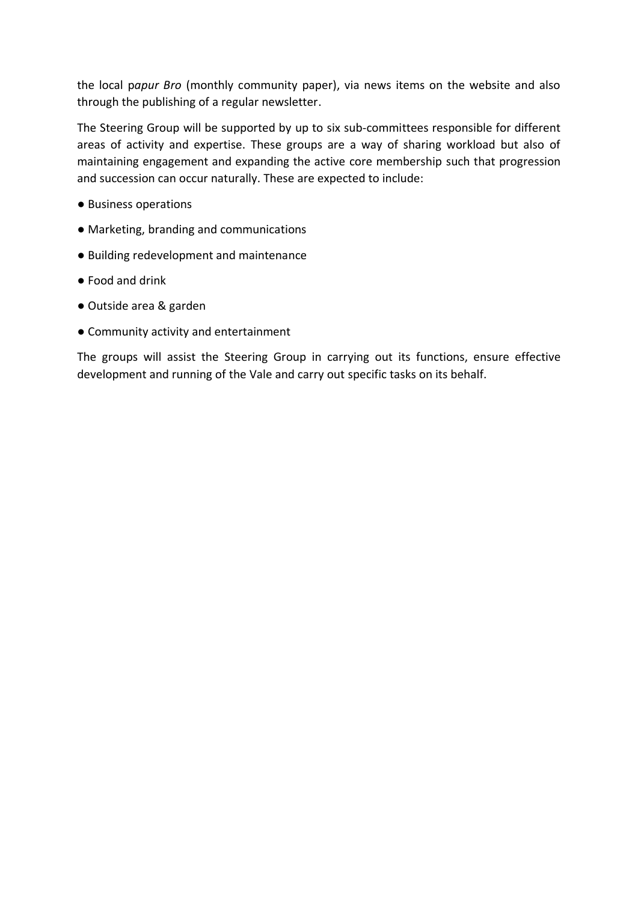the local p*apur Bro* (monthly community paper), via news items on the website and also through the publishing of a regular newsletter.

The Steering Group will be supported by up to six sub-committees responsible for different areas of activity and expertise. These groups are a way of sharing workload but also of maintaining engagement and expanding the active core membership such that progression and succession can occur naturally. These are expected to include:

- Business operations
- Marketing, branding and communications
- Building redevelopment and maintenance
- Food and drink
- Outside area & garden
- Community activity and entertainment

The groups will assist the Steering Group in carrying out its functions, ensure effective development and running of the Vale and carry out specific tasks on its behalf.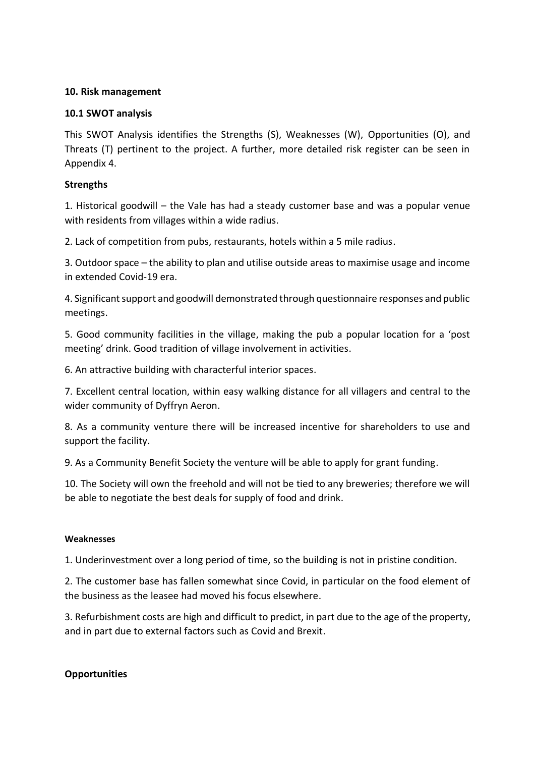## 10. Risk management

### 10.1 SWOT analysis

This SWOT Analysis identifies the Strengths (S), Weaknesses (W), Opportunities (O), and Threats (T) pertinent to the project. A further, more detailed risk register can be seen in Appendix 4.

**Strengths**

1. Historical goodwill – the Vale has had a steady customer base and was a popular venue with residents from villages within a wide radius.

2. Lack of competition from pubs, restaurants, hotels within a 5 mile radius.

3. Outdoor space – the ability to plan and utilise outside areas to maximise usage and income in extended Covid-19 era.

4. Significant support and goodwill demonstrated through questionnaire responses and public meetings.

5. Good community facilities in the village, making the pub a popular location for a 'post meeting' drink. Good tradition of village involvement in activities.

6. An attractive building with characterful interior spaces.

7. Excellent central location, within easy walking distance for all villagers and central to the wider community of Dyffryn Aeron.

8. As a community venture there will be increased incentive for shareholders to use and support the facility.

9. As a Community Benefit Society the venture will be able to apply for grant funding.

10. The Society will own the freehold and will not be tied to any breweries; therefore we will be able to negotiate the best deals for supply of food and drink.

**Weaknesses**

1. Underinvestment over a long period of time, so the building is not in pristine condition.

2. The customer base has fallen somewhat since Covid, in particular on the food element of the business as the leasee had moved his focus elsewhere.

3. Refurbishment costs are high and difficult to predict, in part due to the age of the property, and in part due to external factors such as Covid and Brexit.

**Opportunities**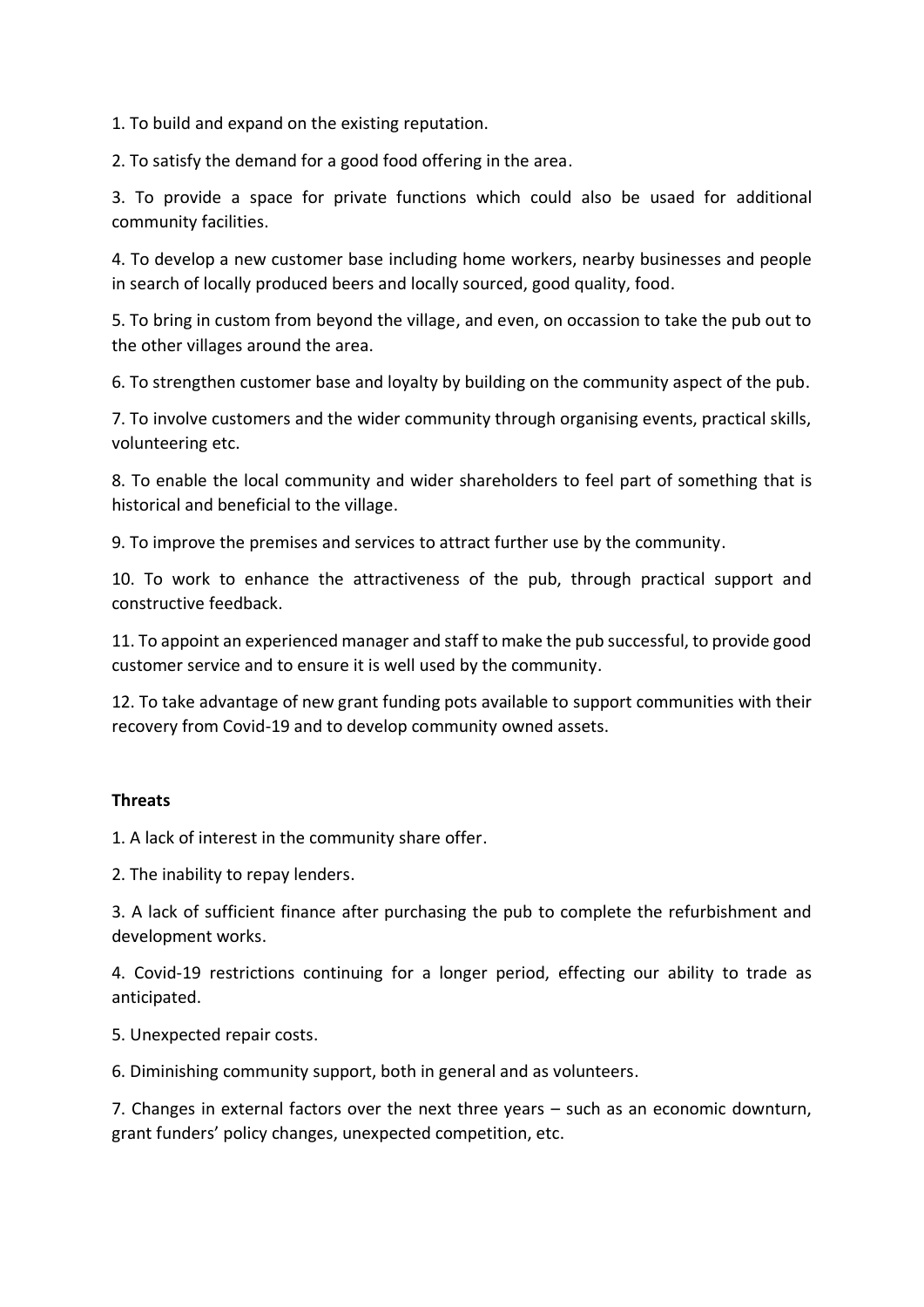1. To build and expand on the existing reputation.

2. To satisfy the demand for a good food offering in the area.

3. To provide a space for private functions which could also be usaed for additional community facilities.

4. To develop a new customer base including home workers, nearby businesses and people in search of locally produced beers and locally sourced, good quality, food.

5. To bring in custom from beyond the village, and even, on occassion to take the pub out to the other villages around the area.

6. To strengthen customer base and loyalty by building on the community aspect of the pub.

7. To involve customers and the wider community through organising events, practical skills, volunteering etc.

8. To enable the local community and wider shareholders to feel part of something that is historical and beneficial to the village.

9. To improve the premises and services to attract further use by the community.

10. To work to enhance the attractiveness of the pub, through practical support and constructive feedback.

11. To appoint an experienced manager and staff to make the pub successful, to provide good customer service and to ensure it is well used by the community.

12. To take advantage of new grant funding pots available to support communities with their recovery from Covid-19 and to develop community owned assets.

**Threats**

1. A lack of interest in the community share offer.

2. The inability to repay lenders.

3. A lack of sufficient finance after purchasing the pub to complete the refurbishment and development works.

4. Covid-19 restrictions continuing for a longer period, effecting our ability to trade as anticipated.

5. Unexpected repair costs.

6. Diminishing community support, both in general and as volunteers.

7. Changes in external factors over the next three years – such as an economic downturn, grant funders' policy changes, unexpected competition, etc.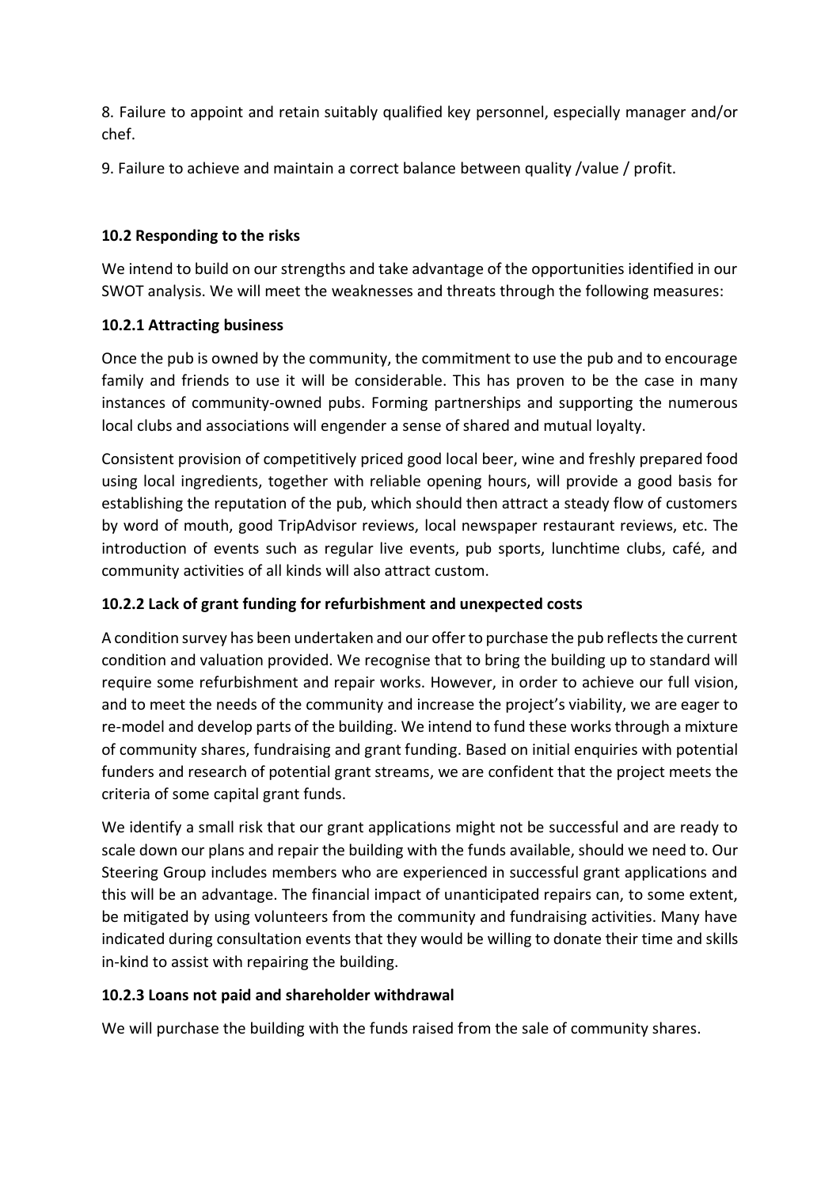8. Failure to appoint and retain suitably qualified key personnel, especially manager and/or chef.

9. Failure to achieve and maintain a correct balance between quality /value / profit.

### 10.2 Responding to the risks

We intend to build on our strengths and take advantage of the opportunities identified in our SWOT analysis. We will meet the weaknesses and threats through the following measures:

#### 10.2.1 Attracting business

Once the pub is owned by the community, the commitment to use the pub and to encourage family and friends to use it will be considerable. This has proven to be the case in many instances of community-owned pubs. Forming partnerships and supporting the numerous local clubs and associations will engender a sense of shared and mutual loyalty.

Consistent provision of competitively priced good local beer, wine and freshly prepared food using local ingredients, together with reliable opening hours, will provide a good basis for establishing the reputation of the pub, which should then attract a steady flow of customers by word of mouth, good TripAdvisor reviews, local newspaper restaurant reviews, etc. The introduction of events such as regular live events, pub sports, lunchtime clubs, café, and community activities of all kinds will also attract custom.

#### 10.2.2 Lack of grant funding for refurbishment and unexpected costs

A condition survey has been undertaken and our offer to purchase the pub reflects the current condition and valuation provided. We recognise that to bring the building up to standard will require some refurbishment and repair works. However, in order to achieve our full vision, and to meet the needs of the community and increase the project's viability, we are eager to re-model and develop parts of the building. We intend to fund these works through a mixture of community shares, fundraising and grant funding. Based on initial enquiries with potential funders and research of potential grant streams, we are confident that the project meets the criteria of some capital grant funds.

We identify a small risk that our grant applications might not be successful and are ready to scale down our plans and repair the building with the funds available, should we need to. Our Steering Group includes members who are experienced in successful grant applications and this will be an advantage. The financial impact of unanticipated repairs can, to some extent, be mitigated by using volunteers from the community and fundraising activities. Many have indicated during consultation events that they would be willing to donate their time and skills in-kind to assist with repairing the building.

#### 10.2.3 Loans not paid and shareholder withdrawal

We will purchase the building with the funds raised from the sale of community shares.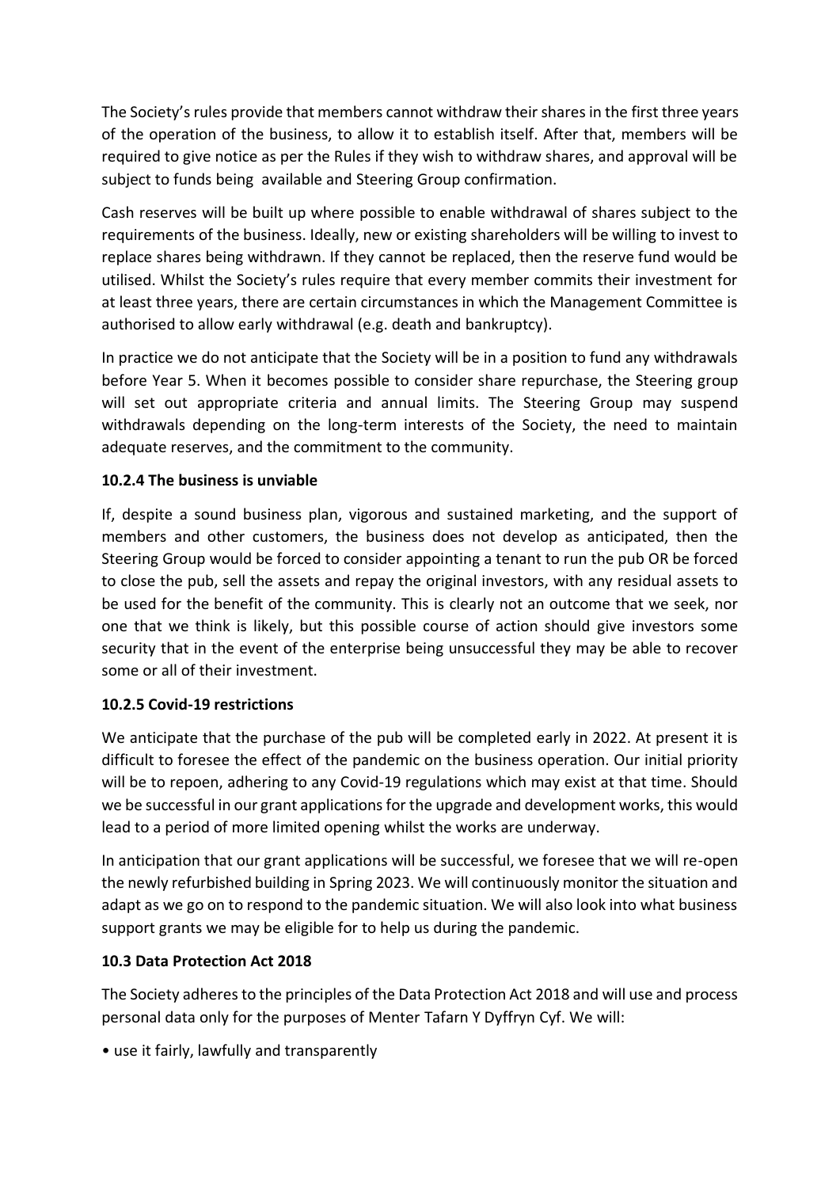The Society's rules provide that members cannot withdraw their shares in the first three years of the operation of the business, to allow it to establish itself. After that, members will be required to give notice as per the Rules if they wish to withdraw shares, and approval will be subject to funds being available and Steering Group confirmation.

Cash reserves will be built up where possible to enable withdrawal of shares subject to the requirements of the business. Ideally, new or existing shareholders will be willing to invest to replace shares being withdrawn. If they cannot be replaced, then the reserve fund would be utilised. Whilst the Society's rules require that every member commits their investment for at least three years, there are certain circumstances in which the Management Committee is authorised to allow early withdrawal (e.g. death and bankruptcy).

In practice we do not anticipate that the Society will be in a position to fund any withdrawals before Year 5. When it becomes possible to consider share repurchase, the Steering group will set out appropriate criteria and annual limits. The Steering Group may suspend withdrawals depending on the long-term interests of the Society, the need to maintain adequate reserves, and the commitment to the community.

#### 10.2.4 The business is unviable

If, despite a sound business plan, vigorous and sustained marketing, and the support of members and other customers, the business does not develop as anticipated, then the Steering Group would be forced to consider appointing a tenant to run the pub OR be forced to close the pub, sell the assets and repay the original investors, with any residual assets to be used for the benefit of the community. This is clearly not an outcome that we seek, nor one that we think is likely, but this possible course of action should give investors some security that in the event of the enterprise being unsuccessful they may be able to recover some or all of their investment.

#### 10.2.5 Covid-19 restrictions

We anticipate that the purchase of the pub will be completed early in 2022. At present it is difficult to foresee the effect of the pandemic on the business operation. Our initial priority will be to repoen, adhering to any Covid-19 regulations which may exist at that time. Should we be successful in our grant applications for the upgrade and development works, this would lead to a period of more limited opening whilst the works are underway.

In anticipation that our grant applications will be successful, we foresee that we will re-open the newly refurbished building in Spring 2023. We will continuously monitor the situation and adapt as we go on to respond to the pandemic situation. We will also look into what business support grants we may be eligible for to help us during the pandemic.

### 10.3 Data Protection Act 2018

The Society adheres to the principles of the Data Protection Act 2018 and will use and process personal data only for the purposes of Menter Tafarn Y Dyffryn Cyf. We will:

- use it fairly, lawfully and transparently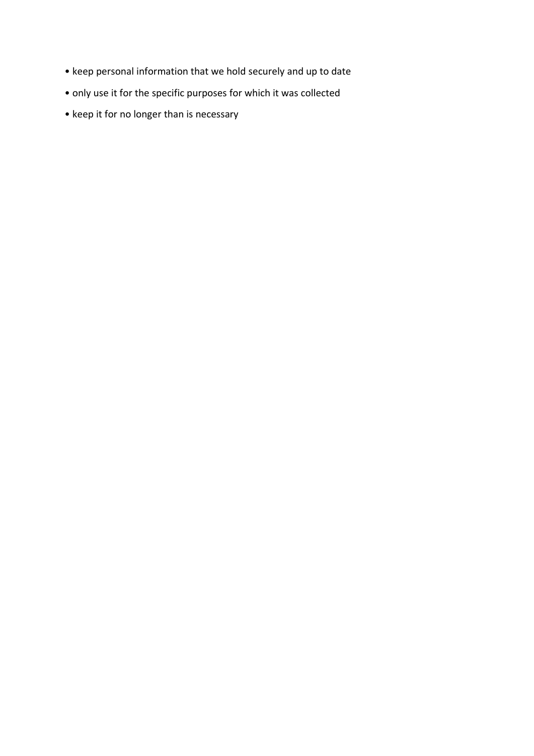- keep personal information that we hold securely and up to date
- only use it for the specific purposes for which it was collected
- keep it for no longer than is necessary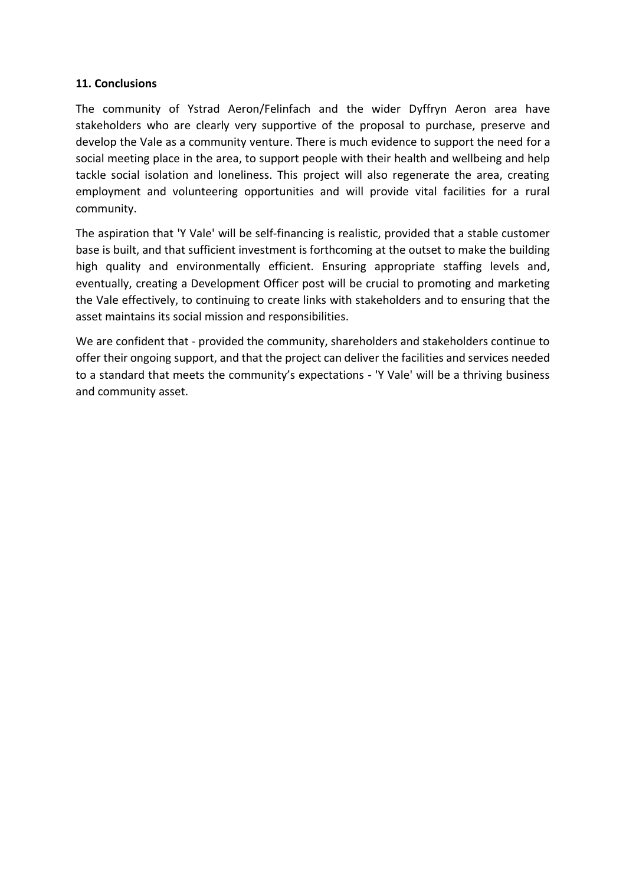**11. Conclusions**

The community of Ystrad Aeron/Felinfach and the wider Dyffryn Aeron area have stakeholders who are clearly very supportive of the proposal to purchase, preserve and develop the Vale as a community venture. There is much evidence to support the need for a social meeting place in the area, to support people with their health and wellbeing and help tackle social isolation and loneliness. This project will also regenerate the area, creating employment and volunteering opportunities and will provide vital facilities for a rural community.

The aspiration that 'Y Vale' will be self-financing is realistic, provided that a stable customer base is built, and that sufficient investment is forthcoming at the outset to make the building high quality and environmentally efficient. Ensuring appropriate staffing levels and, eventually, creating a Development Officer post will be crucial to promoting and marketing the Vale effectively, to continuing to create links with stakeholders and to ensuring that the asset maintains its social mission and responsibilities.

We are confident that - provided the community, shareholders and stakeholders continue to offer their ongoing support, and that the project can deliver the facilities and services needed to a standard that meets the community's expectations - 'Y Vale' will be a thriving business and community asset.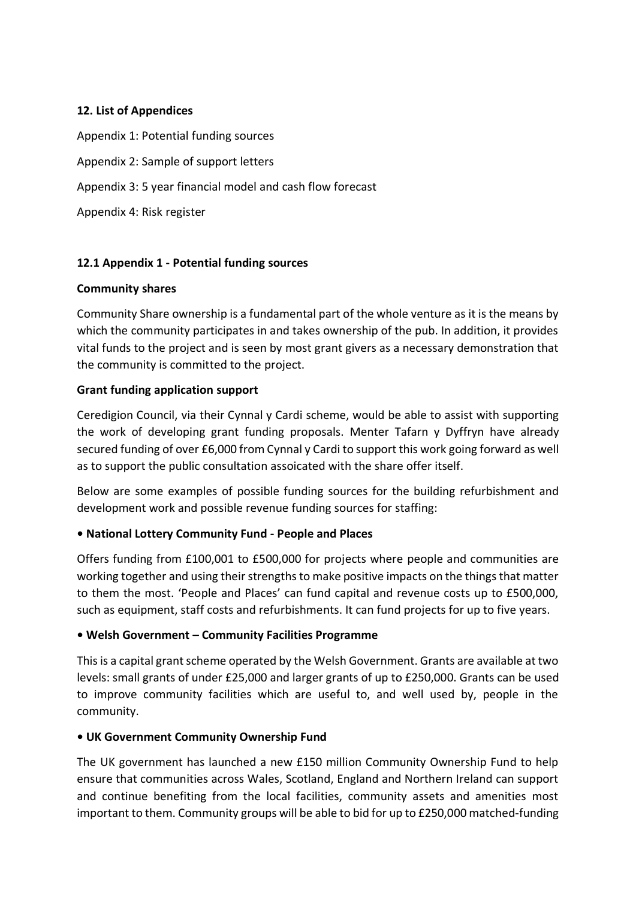## 12. List of Appendices

Appendix 1: Potential funding sources

Appendix 2: Sample of support letters

Appendix 3: 5 year financial model and cash flow forecast

Appendix 4: Risk register

### 12.1 Appendix 1 - Potential funding sources

**Community shares**

Community Share ownership is a fundamental part of the whole venture as it is the means by which the community participates in and takes ownership of the pub. In addition, it provides vital funds to the project and is seen by most grant givers as a necessary demonstration that the community is committed to the project.

**Grant funding application support**

Ceredigion Council, via their Cynnal y Cardi scheme, would be able to assist with supporting the work of developing grant funding proposals. Menter Tafarn y Dyffryn have already secured funding of over £6,000 from Cynnal y Cardi to support this work going forward as well as to support the public consultation assoicated with the share offer itself.

Below are some examples of possible funding sources for the building refurbishment and development work and possible revenue funding sources for staffing:

**• National Lottery Community Fund - People and Places**

Offers funding from £100,001 to £500,000 for projects where people and communities are working together and using their strengths to make positive impacts on the things that matter to them the most. 'People and Places' can fund capital and revenue costs up to £500,000, such as equipment, staff costs and refurbishments. It can fund projects for up to five years.

**• Welsh Government – Community Facilities Programme**

This is a capital grant scheme operated by the Welsh Government. Grants are available at two levels: small grants of under £25,000 and larger grants of up to £250,000. Grants can be used to improve community facilities which are useful to, and well used by, people in the community.

**• UK Government Community Ownership Fund**

The UK government has launched a new £150 million Community Ownership Fund to help ensure that communities across Wales, Scotland, England and Northern Ireland can support and continue benefiting from the local facilities, community assets and amenities most important to them. Community groups will be able to bid for up to £250,000 matched-funding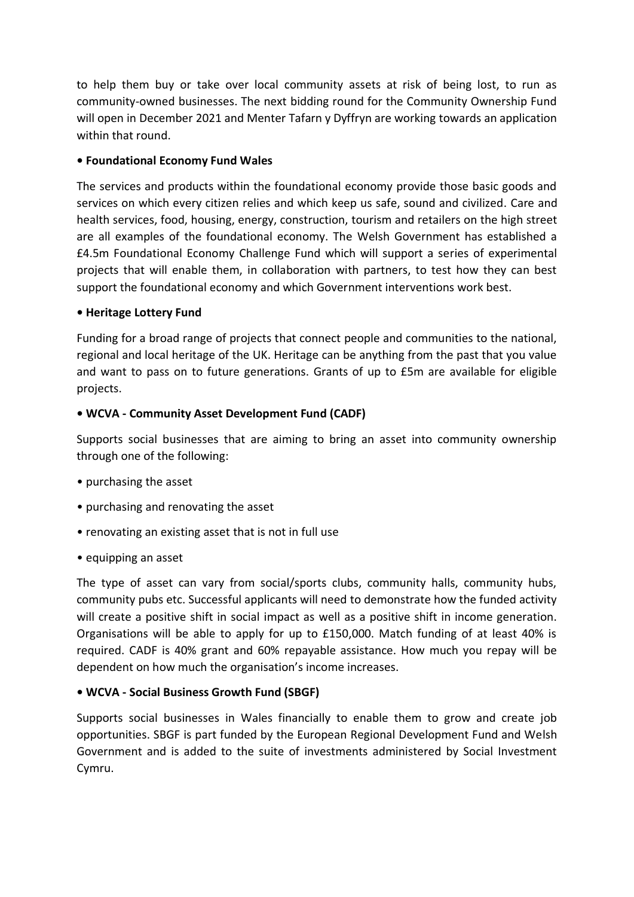to help them buy or take over local community assets at risk of being lost, to run as community-owned businesses. The next bidding round for the Community Ownership Fund will open in December 2021 and Menter Tafarn y Dyffryn are working towards an application within that round.

**• Foundational Economy Fund Wales**

The services and products within the foundational economy provide those basic goods and services on which every citizen relies and which keep us safe, sound and civilized. Care and health services, food, housing, energy, construction, tourism and retailers on the high street are all examples of the foundational economy. The Welsh Government has established a £4.5m Foundational Economy Challenge Fund which will support a series of experimental projects that will enable them, in collaboration with partners, to test how they can best support the foundational economy and which Government interventions work best.

**• Heritage Lottery Fund**

Funding for a broad range of projects that connect people and communities to the national, regional and local heritage of the UK. Heritage can be anything from the past that you value and want to pass on to future generations. Grants of up to £5m are available for eligible projects.

**• WCVA - Community Asset Development Fund (CADF)**

Supports social businesses that are aiming to bring an asset into community ownership through one of the following:

- purchasing the asset
- purchasing and renovating the asset
- renovating an existing asset that is not in full use
- equipping an asset

The type of asset can vary from social/sports clubs, community halls, community hubs, community pubs etc. Successful applicants will need to demonstrate how the funded activity will create a positive shift in social impact as well as a positive shift in income generation. Organisations will be able to apply for up to £150,000. Match funding of at least 40% is required. CADF is 40% grant and 60% repayable assistance. How much you repay will be dependent on how much the organisation's income increases.

**• WCVA - Social Business Growth Fund (SBGF)**

Supports social businesses in Wales financially to enable them to grow and create job opportunities. SBGF is part funded by the European Regional Development Fund and Welsh Government and is added to the suite of investments administered by Social Investment Cymru.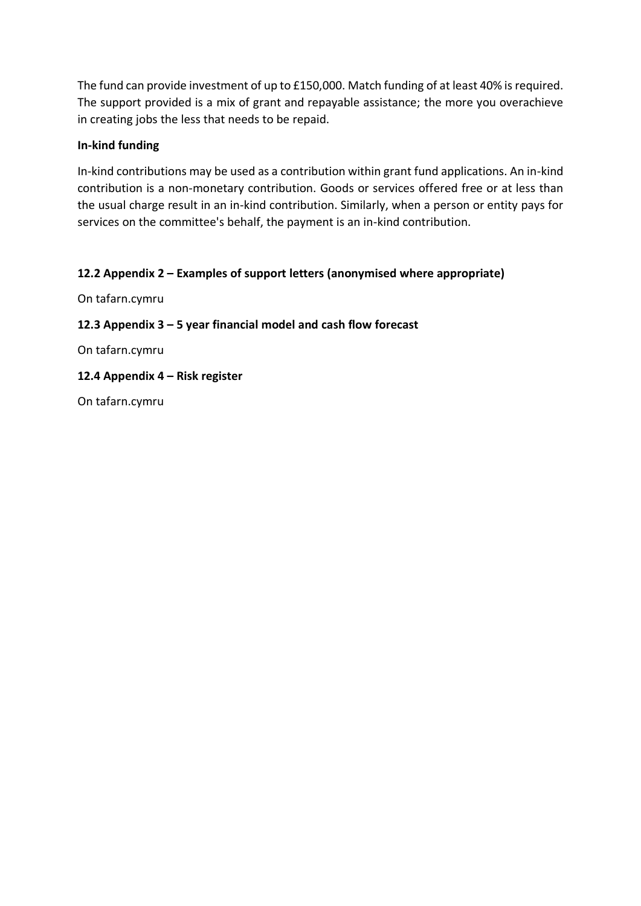The fund can provide investment of up to £150,000. Match funding of at least 40% is required. The support provided is a mix of grant and repayable assistance; the more you overachieve in creating jobs the less that needs to be repaid.

**In-kind funding**

In-kind contributions may be used as a contribution within grant fund applications. An in-kind contribution is a non-monetary contribution. Goods or services offered free or at less than the usual charge result in an in-kind contribution. Similarly, when a person or entity pays for services on the committee's behalf, the payment is an in-kind contribution.

### 12.2 Appendix 2 – Examples of support letters (anonymised where appropriate)

On tafarn.cymru

### 12.3 Appendix 3 – 5 year financial model and cash flow forecast

On tafarn.cymru

### 12.4 Appendix 4 – Risk register

On tafarn.cymru